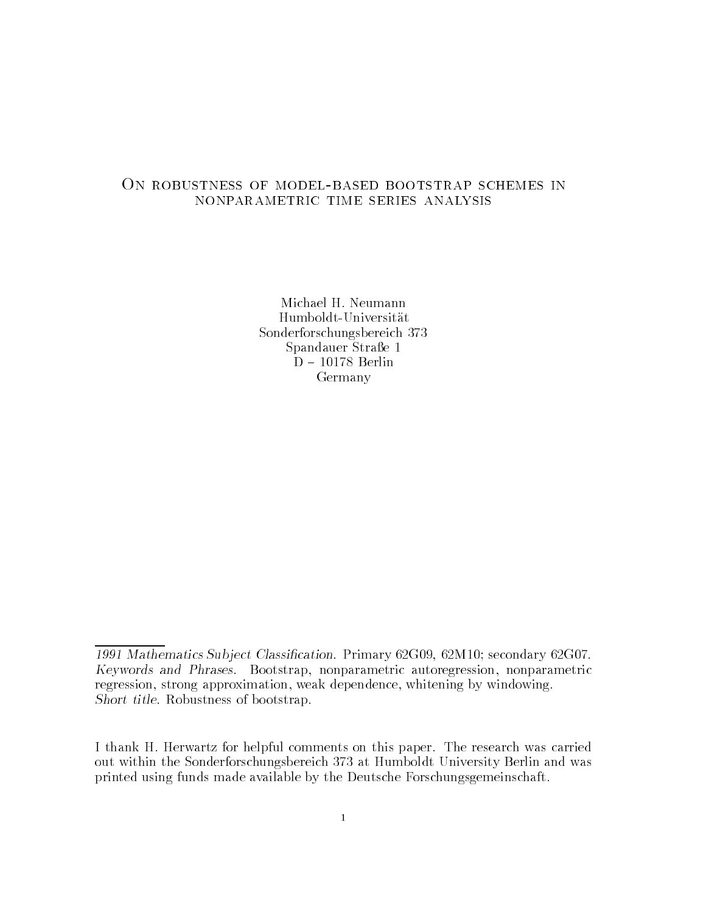# On robustness of model-based bootstrap schemes in nonparametric time series analysis

Michael H. Neumann
Humboldt-Universität
Sonderforschungsbereich 373
Spandauer Straße 1
D – 10178 Berlin
Germany

---

*1991 Mathematics Subject Classification.* Primary 62G09, 62M10; secondary 62G07.
*Keywords and Phrases.* Bootstrap, nonparametric autoregression, nonparametric regression, strong approximation, weak dependence, whitening by windowing.
*Short title*. Robustness of bootstrap.

I thank H. Herwartz for helpful comments on this paper. The research was carried out within the Sonderforschungsbereich 373 at Humboldt University Berlin and was printed using funds made available by the Deutsche Forschungsgemeinschaft.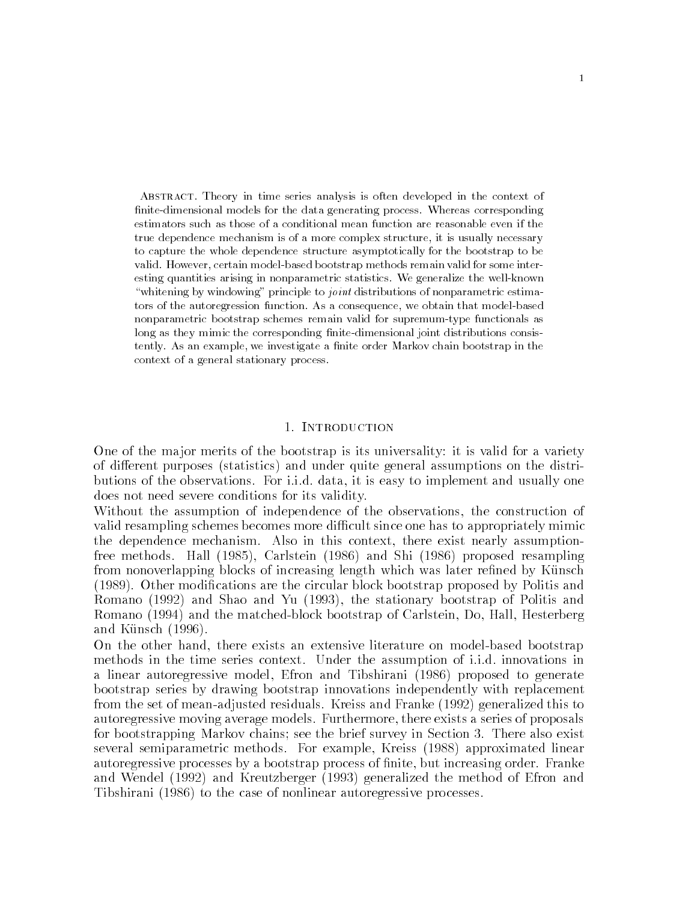**Abstract.** Theory in time series analysis is often developed in the context of finite-dimensional models for the data generating process. Whereas corresponding estimators such as those of a conditional mean function are reasonable even if the true dependence mechanism is of a more complex structure, it is usually necessary to capture the whole dependence structure asymptotically for the bootstrap to be valid. However, certain model-based bootstrap methods remain valid for some interesting quantities arising in nonparametric statistics. We generalize the well-known "whitening by windowing" principle to *joint* distributions of nonparametric estimators of the autoregression function. As a consequence, we obtain that model-based nonparametric bootstrap schemes remain valid for supremum-type functionals as long as they mimic the corresponding finite-dimensional joint distributions consistently. As an example, we investigate a finite order Markov chain bootstrap in the context of a general stationary process.

## 1. Introduction

One of the major merits of the bootstrap is its universality: it is valid for a variety of different purposes (statistics) and under quite general assumptions on the distributions of the observations. For i.i.d. data, it is easy to implement and usually one does not need severe conditions for its validity.

Without the assumption of independence of the observations, the construction of valid resampling schemes becomes more difficult since one has to appropriately mimic the dependence mechanism. Also in this context, there exist nearly assumption-free methods. Hall (1985), Carlstein (1986) and Shi (1986) proposed resampling from nonoverlapping blocks of increasing length which was later refined by Künsch (1989). Other modifications are the circular block bootstrap proposed by Politis and Romano (1992) and Shao and Yu (1993), the stationary bootstrap of Politis and Romano (1994) and the matched-block bootstrap of Carlstein, Do, Hall, Hesterberg and Künsch (1996).

On the other hand, there exists an extensive literature on model-based bootstrap methods in the time series context. Under the assumption of i.i.d. innovations in a linear autoregressive model, Efron and Tibshirani (1986) proposed to generate bootstrap series by drawing bootstrap innovations independently with replacement from the set of mean-adjusted residuals. Kreiss and Franke (1992) generalized this to autoregressive moving average models. Furthermore, there exists a series of proposals for bootstrapping Markov chains; see the brief survey in Section 3. There also exist several semiparametric methods. For example, Kreiss (1988) approximated linear autoregressive processes by a bootstrap process of finite, but increasing order. Franke and Wendel (1992) and Kreutzberger (1993) generalized the method of Efron and Tibshirani (1986) to the case of nonlinear autoregressive processes.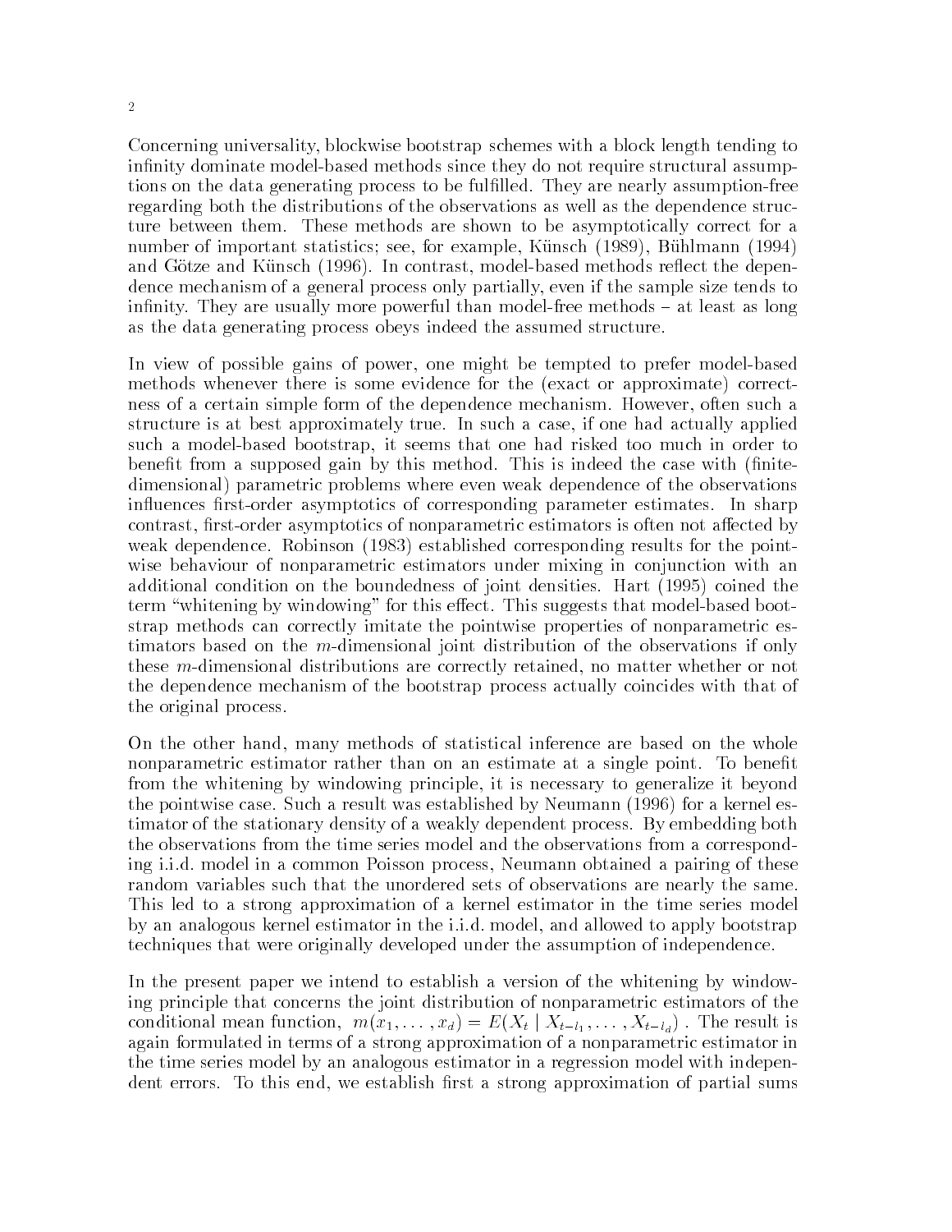Concerning universality, blockwise bootstrap schemes with a block length tending to infinity dominate model-based methods since they do not require structural assumptions on the data generating process to be fulfilled. They are nearly assumption-free regarding both the distributions of the observations as well as the dependence structure between them. These methods are shown to be asymptotically correct for a number of important statistics; see, for example, Künsch (1989), Bühlmann (1994) and Götze and Künsch (1996). In contrast, model-based methods reflect the dependence mechanism of a general process only partially, even if the sample size tends to infinity. They are usually more powerful than model-free methods – at least as long as the data generating process obeys indeed the assumed structure.

In view of possible gains of power, one might be tempted to prefer model-based methods whenever there is some evidence for the (exact or approximate) correctness of a certain simple form of the dependence mechanism. However, often such a structure is at best approximately true. In such a case, if one had actually applied such a model-based bootstrap, it seems that one had risked too much in order to benefit from a supposed gain by this method. This is indeed the case with (finite-dimensional) parametric problems where even weak dependence of the observations influences first-order asymptotics of corresponding parameter estimates. In sharp contrast, first-order asymptotics of nonparametric estimators is often not affected by weak dependence. Robinson (1983) established corresponding results for the pointwise behaviour of nonparametric estimators under mixing in conjunction with an additional condition on the boundedness of joint densities. Hart (1995) coined the term "whitening by windowing" for this effect. This suggests that model-based bootstrap methods can correctly imitate the pointwise properties of nonparametric estimators based on the $m$-dimensional joint distribution of the observations if only these $m$-dimensional distributions are correctly retained, no matter whether or not the dependence mechanism of the bootstrap process actually coincides with that of the original process.

On the other hand, many methods of statistical inference are based on the whole nonparametric estimator rather than on an estimate at a single point. To benefit from the whitening by windowing principle, it is necessary to generalize it beyond the pointwise case. Such a result was established by Neumann (1996) for a kernel estimator of the stationary density of a weakly dependent process. By embedding both the observations from the time series model and the observations from a corresponding i.i.d. model in a common Poisson process, Neumann obtained a pairing of these random variables such that the unordered sets of observations are nearly the same. This led to a strong approximation of a kernel estimator in the time series model by an analogous kernel estimator in the i.i.d. model, and allowed to apply bootstrap techniques that were originally developed under the assumption of independence.

In the present paper we intend to establish a version of the whitening by windowing principle that concerns the joint distribution of nonparametric estimators of the conditional mean function, $m(x_1, \ldots, x_d) = E(X_t \mid X_{t-l_1}, \ldots, X_{t-l_d})$. The result is again formulated in terms of a strong approximation of a nonparametric estimator in the time series model by an analogous estimator in a regression model with independent errors. To this end, we establish first a strong approximation of partial sums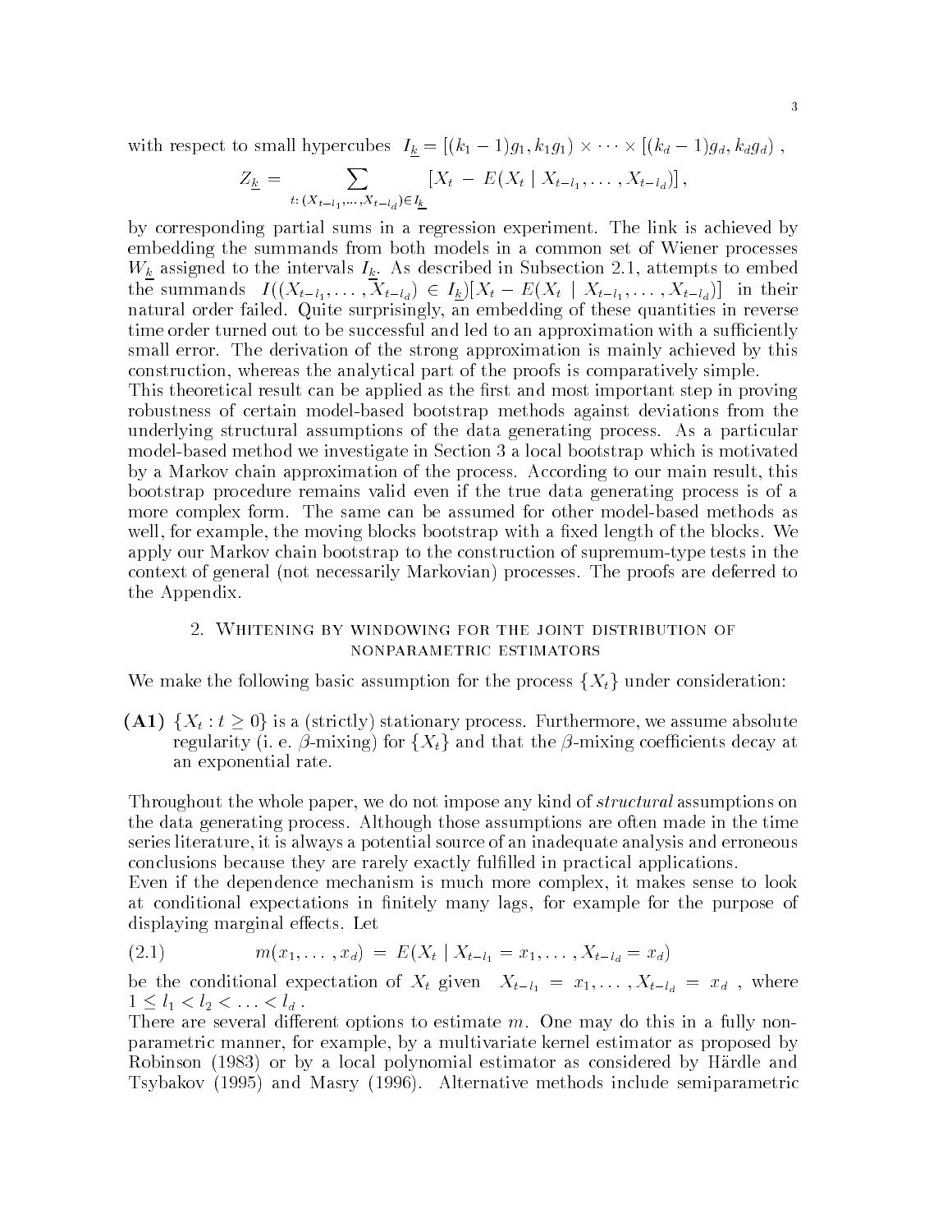with respect to small hypercubes $I_{\underline{k}} = [(k_1-1)g_1, k_1 g_1) \times \cdots \times [(k_d-1)g_d, k_d g_d)$ ,

$$Z_{\underline{k}} = \sum_{t:\,(X_{t-l_1},\ldots,X_{t-l_d}) \in I_{\underline{k}}} [X_t \,-\, E(X_t \mid X_{t-l_1},\ldots,X_{t-l_d})],$$

by corresponding partial sums in a regression experiment. The link is achieved by embedding the summands from both models in a common set of Wiener processes $W_{\underline{k}}$ assigned to the intervals $I_{\underline{k}}$. As described in Subsection 2.1, attempts to embed the summands $I((X_{t-l_1},\ldots,X_{t-l_d}) \in I_{\underline{k}})[X_t - E(X_t \mid X_{t-l_1},\ldots,X_{t-l_d})]$ in their natural order failed. Quite surprisingly, an embedding of these quantities in reverse time order turned out to be successful and led to an approximation with a sufficiently small error. The derivation of the strong approximation is mainly achieved by this construction, whereas the analytical part of the proofs is comparatively simple.

This theoretical result can be applied as the first and most important step in proving robustness of certain model-based bootstrap methods against deviations from the underlying structural assumptions of the data generating process. As a particular model-based method we investigate in Section 3 a local bootstrap which is motivated by a Markov chain approximation of the process. According to our main result, this bootstrap procedure remains valid even if the true data generating process is of a more complex form. The same can be assumed for other model-based methods as well, for example, the moving blocks bootstrap with a fixed length of the blocks. We apply our Markov chain bootstrap to the construction of supremum-type tests in the context of general (not necessarily Markovian) processes. The proofs are deferred to the Appendix.

## 2. Whitening by windowing for the joint distribution of nonparametric estimators

We make the following basic assumption for the process $\{X_t\}$ under consideration:

**(A1)** $\{X_t : t \geq 0\}$ is a (strictly) stationary process. Furthermore, we assume absolute regularity (i. e. $\beta$-mixing) for $\{X_t\}$ and that the $\beta$-mixing coefficients decay at an exponential rate.

Throughout the whole paper, we do not impose any kind of *structural* assumptions on the data generating process. Although those assumptions are often made in the time series literature, it is always a potential source of an inadequate analysis and erroneous conclusions because they are rarely exactly fulfilled in practical applications.

Even if the dependence mechanism is much more complex, it makes sense to look at conditional expectations in finitely many lags, for example for the purpose of displaying marginal effects. Let

$$m(x_1,\ldots,x_d) \;=\; E(X_t \mid X_{t-l_1} = x_1,\ldots,X_{t-l_d} = x_d) \tag{2.1}$$

be the conditional expectation of $X_t$ given $X_{t-l_1} = x_1,\ldots,X_{t-l_d} = x_d$ , where $1 \leq l_1 < l_2 < \ldots < l_d$ .

There are several different options to estimate $m$. One may do this in a fully nonparametric manner, for example, by a multivariate kernel estimator as proposed by Robinson (1983) or by a local polynomial estimator as considered by Härdle and Tsybakov (1995) and Masry (1996). Alternative methods include semiparametric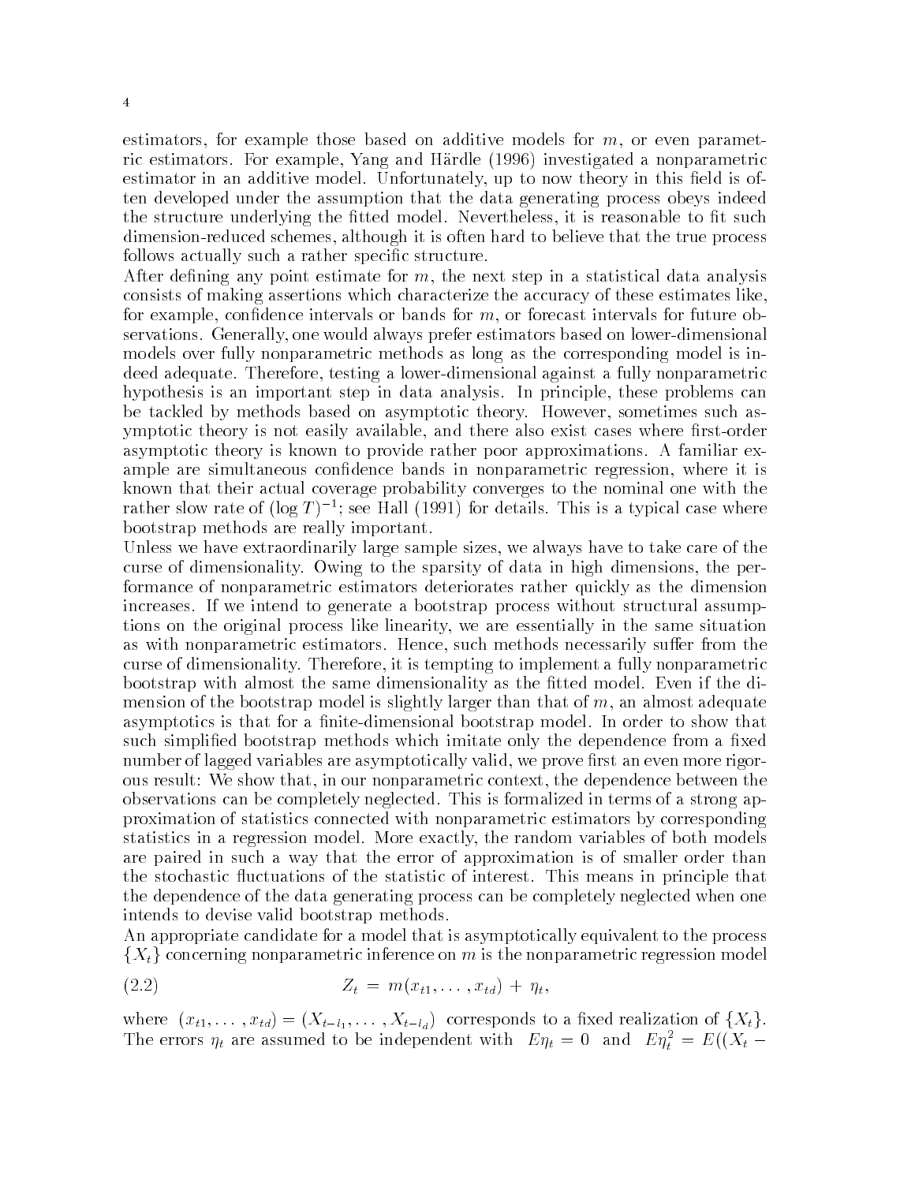estimators, for example those based on additive models for $m$, or even parametric estimators. For example, Yang and Härdle (1996) investigated a nonparametric estimator in an additive model. Unfortunately, up to now theory in this field is often developed under the assumption that the data generating process obeys indeed the structure underlying the fitted model. Nevertheless, it is reasonable to fit such dimension-reduced schemes, although it is often hard to believe that the true process follows actually such a rather specific structure.

After defining any point estimate for $m$, the next step in a statistical data analysis consists of making assertions which characterize the accuracy of these estimates like, for example, confidence intervals or bands for $m$, or forecast intervals for future observations. Generally, one would always prefer estimators based on lower-dimensional models over fully nonparametric methods as long as the corresponding model is indeed adequate. Therefore, testing a lower-dimensional against a fully nonparametric hypothesis is an important step in data analysis. In principle, these problems can be tackled by methods based on asymptotic theory. However, sometimes such asymptotic theory is not easily available, and there also exist cases where first-order asymptotic theory is known to provide rather poor approximations. A familiar example are simultaneous confidence bands in nonparametric regression, where it is known that their actual coverage probability converges to the nominal one with the rather slow rate of $(\log T)^{-1}$; see Hall (1991) for details. This is a typical case where bootstrap methods are really important.

Unless we have extraordinarily large sample sizes, we always have to take care of the curse of dimensionality. Owing to the sparsity of data in high dimensions, the performance of nonparametric estimators deteriorates rather quickly as the dimension increases. If we intend to generate a bootstrap process without structural assumptions on the original process like linearity, we are essentially in the same situation as with nonparametric estimators. Hence, such methods necessarily suffer from the curse of dimensionality. Therefore, it is tempting to implement a fully nonparametric bootstrap with almost the same dimensionality as the fitted model. Even if the dimension of the bootstrap model is slightly larger than that of $m$, an almost adequate asymptotics is that for a finite-dimensional bootstrap model. In order to show that such simplified bootstrap methods which imitate only the dependence from a fixed number of lagged variables are asymptotically valid, we prove first an even more rigorous result: We show that, in our nonparametric context, the dependence between the observations can be completely neglected. This is formalized in terms of a strong approximation of statistics connected with nonparametric estimators by corresponding statistics in a regression model. More exactly, the random variables of both models are paired in such a way that the error of approximation is of smaller order than the stochastic fluctuations of the statistic of interest. This means in principle that the dependence of the data generating process can be completely neglected when one intends to devise valid bootstrap methods.

An appropriate candidate for a model that is asymptotically equivalent to the process $\{X_t\}$ concerning nonparametric inference on $m$ is the nonparametric regression model

$$Z_t \;=\; m(x_{t1}, \ldots, x_{td}) \;+\; \eta_t, \tag{2.2}$$

where $(x_{t1}, \ldots, x_{td}) = (X_{t-l_1}, \ldots, X_{t-l_d})$ corresponds to a fixed realization of $\{X_t\}$. The errors $\eta_t$ are assumed to be independent with $E\eta_t = 0$ and $E\eta_t^2 = E((X_t -$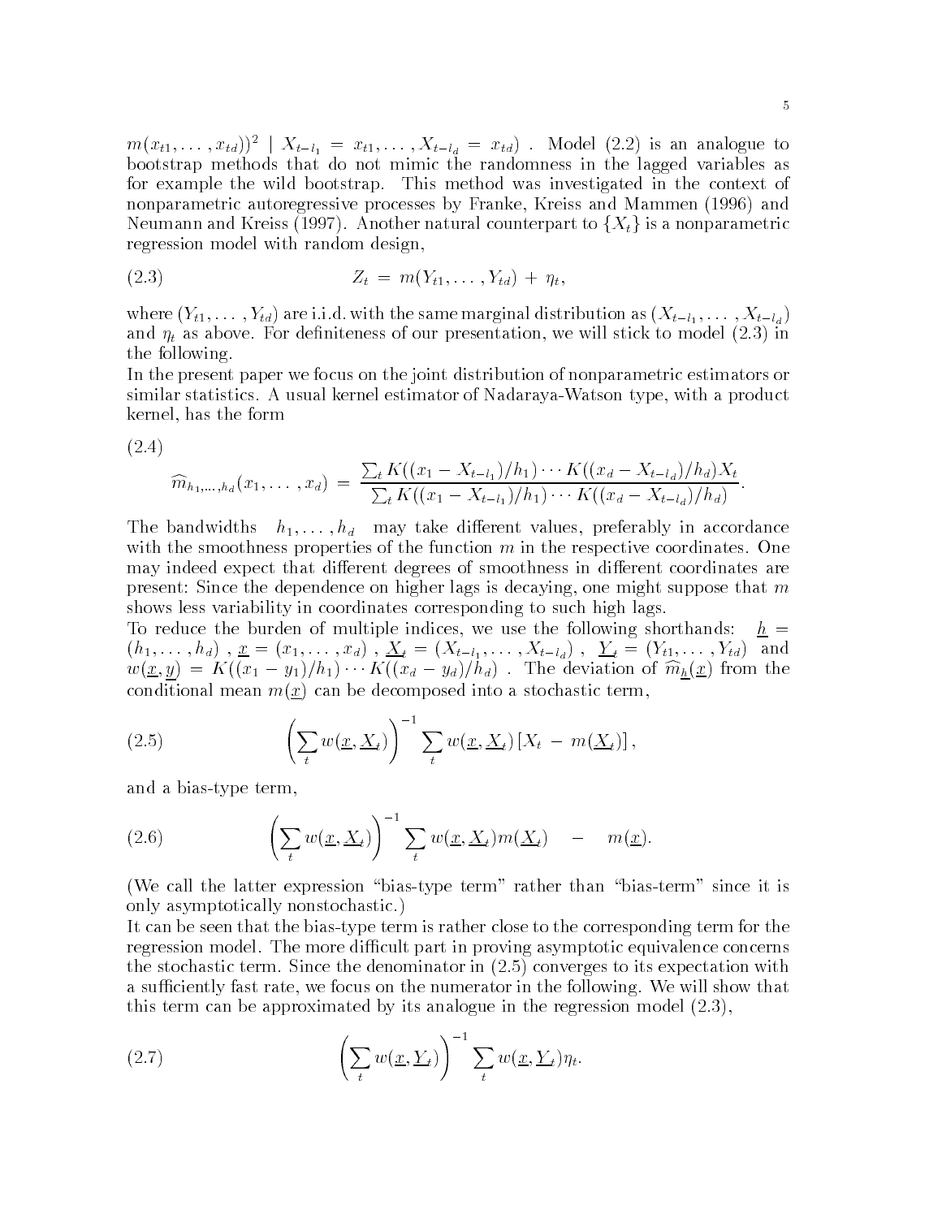$m(x_{t1}, \ldots, x_{td}))^2 \mid X_{t-l_1} = x_{t1}, \ldots, X_{t-l_d} = x_{td})$ . Model (2.2) is an analogue to bootstrap methods that do not mimic the randomness in the lagged variables as for example the wild bootstrap. This method was investigated in the context of nonparametric autoregressive processes by Franke, Kreiss and Mammen (1996) and Neumann and Kreiss (1997). Another natural counterpart to $\{X_t\}$ is a nonparametric regression model with random design,

$$Z_t = m(Y_{t1}, \ldots, Y_{td}) + \eta_t, \tag{2.3}$$

where $(Y_{t1}, \ldots, Y_{td})$ are i.i.d. with the same marginal distribution as $(X_{t-l_1}, \ldots, X_{t-l_d})$ and $\eta_t$ as above. For definiteness of our presentation, we will stick to model (2.3) in the following.

In the present paper we focus on the joint distribution of nonparametric estimators or similar statistics. A usual kernel estimator of Nadaraya-Watson type, with a product kernel, has the form

$$\widehat{m}_{h_1,\ldots,h_d}(x_1, \ldots, x_d) = \frac{\sum_t K((x_1 - X_{t-l_1})/h_1) \cdots K((x_d - X_{t-l_d})/h_d) X_t}{\sum_t K((x_1 - X_{t-l_1})/h_1) \cdots K((x_d - X_{t-l_d})/h_d)}. \tag{2.4}$$

The bandwidths $h_1, \ldots, h_d$ may take different values, preferably in accordance with the smoothness properties of the function $m$ in the respective coordinates. One may indeed expect that different degrees of smoothness in different coordinates are present: Since the dependence on higher lags is decaying, one might suppose that $m$ shows less variability in coordinates corresponding to such high lags.

To reduce the burden of multiple indices, we use the following shorthands: $\underline{h} = (h_1, \ldots, h_d)$ , $\underline{x} = (x_1, \ldots, x_d)$ , $\underline{X}_t = (X_{t-l_1}, \ldots, X_{t-l_d})$ , $\underline{Y}_t = (Y_{t1}, \ldots, Y_{td})$ and $w(\underline{x}, \underline{y}) = K((x_1 - y_1)/h_1) \cdots K((x_d - y_d)/h_d)$ . The deviation of $\widehat{m}_{\underline{h}}(\underline{x})$ from the conditional mean $m(\underline{x})$ can be decomposed into a stochastic term,

$$\left( \sum_t w(\underline{x}, \underline{X}_t) \right)^{-1} \sum_t w(\underline{x}, \underline{X}_t) \left[ X_t - m(\underline{X}_t) \right], \tag{2.5}$$

and a bias-type term,

$$\left( \sum_t w(\underline{x}, \underline{X}_t) \right)^{-1} \sum_t w(\underline{x}, \underline{X}_t) m(\underline{X}_t) \quad - \quad m(\underline{x}). \tag{2.6}$$

(We call the latter expression "bias-type term" rather than "bias-term" since it is only asymptotically nonstochastic.)

It can be seen that the bias-type term is rather close to the corresponding term for the regression model. The more difficult part in proving asymptotic equivalence concerns the stochastic term. Since the denominator in (2.5) converges to its expectation with a sufficiently fast rate, we focus on the numerator in the following. We will show that this term can be approximated by its analogue in the regression model (2.3),

$$\left( \sum_t w(\underline{x}, \underline{Y}_t) \right)^{-1} \sum_t w(\underline{x}, \underline{Y}_t) \eta_t. \tag{2.7}$$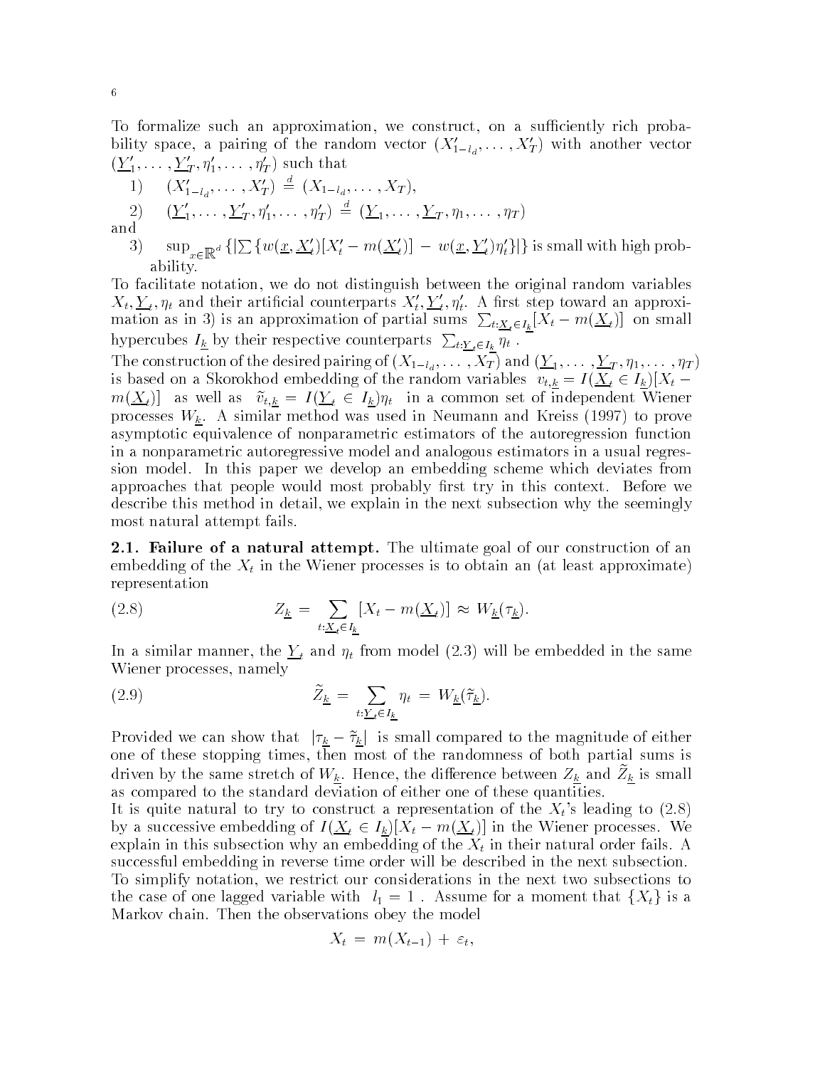To formalize such an approximation, we construct, on a sufficiently rich probability space, a pairing of the random vector $(X'_{1-l_d}, \ldots, X'_T)$ with another vector $(\underline{Y}'_1, \ldots, \underline{Y}'_T, \eta'_1, \ldots, \eta'_T)$ such that

1) $(X'_{1-l_d}, \ldots, X'_T) \stackrel{d}{=} (X_{1-l_d}, \ldots, X_T)$,

2) $(\underline{Y}'_1, \ldots, \underline{Y}'_T, \eta'_1, \ldots, \eta'_T) \stackrel{d}{=} (\underline{Y}_1, \ldots, \underline{Y}_T, \eta_1, \ldots, \eta_T)$

and

3) $\sup_{x \in \mathbb{R}^d} \{ | \sum \{ w(\underline{x}, \underline{X}'_t)[X'_t - m(\underline{X}'_t)] - w(\underline{x}, \underline{Y}'_t)\eta'_t \} | \}$ is small with high probability.

To facilitate notation, we do not distinguish between the original random variables $X_t, \underline{Y}_t, \eta_t$ and their artificial counterparts $X'_t, \underline{Y}'_t, \eta'_t$. A first step toward an approximation as in 3) is an approximation of partial sums $\sum_{t: \underline{X}_t \in I_{\underline{k}}} [X_t - m(\underline{X}_t)]$ on small hypercubes $I_{\underline{k}}$ by their respective counterparts $\sum_{t: \underline{Y}_t \in I_{\underline{k}}} \eta_t$.

The construction of the desired pairing of $(X_{1-l_d}, \ldots, X_T)$ and $(\underline{Y}_1, \ldots, \underline{Y}_T, \eta_1, \ldots, \eta_T)$ is based on a Skorokhod embedding of the random variables $v_{t,\underline{k}} = I(\underline{X}_t \in I_{\underline{k}})[X_t - m(\underline{X}_t)]$ as well as $\tilde{v}_{t,\underline{k}} = I(\underline{Y}_t \in I_{\underline{k}})\eta_t$ in a common set of independent Wiener processes $W_{\underline{k}}$. A similar method was used in Neumann and Kreiss (1997) to prove asymptotic equivalence of nonparametric estimators of the autoregression function in a nonparametric autoregressive model and analogous estimators in a usual regression model. In this paper we develop an embedding scheme which deviates from approaches that people would most probably first try in this context. Before we describe this method in detail, we explain in the next subsection why the seemingly most natural attempt fails.

**2.1. Failure of a natural attempt.** The ultimate goal of our construction of an embedding of the $X_t$ in the Wiener processes is to obtain an (at least approximate) representation

$$Z_{\underline{k}} = \sum_{t: \underline{X}_t \in I_{\underline{k}}} [X_t - m(\underline{X}_t)] \approx W_{\underline{k}}(\tau_{\underline{k}}). \tag{2.8}$$

In a similar manner, the $\underline{Y}_t$ and $\eta_t$ from model (2.3) will be embedded in the same Wiener processes, namely

$$\tilde{Z}_{\underline{k}} = \sum_{t: \underline{Y}_t \in I_{\underline{k}}} \eta_t = W_{\underline{k}}(\tilde{\tau}_{\underline{k}}). \tag{2.9}$$

Provided we can show that $|\tau_{\underline{k}} - \tilde{\tau}_{\underline{k}}|$ is small compared to the magnitude of either one of these stopping times, then most of the randomness of both partial sums is driven by the same stretch of $W_{\underline{k}}$. Hence, the difference between $Z_{\underline{k}}$ and $\tilde{Z}_{\underline{k}}$ is small as compared to the standard deviation of either one of these quantities.

It is quite natural to try to construct a representation of the $X_t$'s leading to (2.8) by a successive embedding of $I(\underline{X}_t \in I_{\underline{k}})[X_t - m(\underline{X}_t)]$ in the Wiener processes. We explain in this subsection why an embedding of the $X_t$ in their natural order fails. A successful embedding in reverse time order will be described in the next subsection.

To simplify notation, we restrict our considerations in the next two subsections to the case of one lagged variable with $l_1 = 1$. Assume for a moment that $\{X_t\}$ is a Markov chain. Then the observations obey the model

$$X_t = m(X_{t-1}) + \varepsilon_t,$$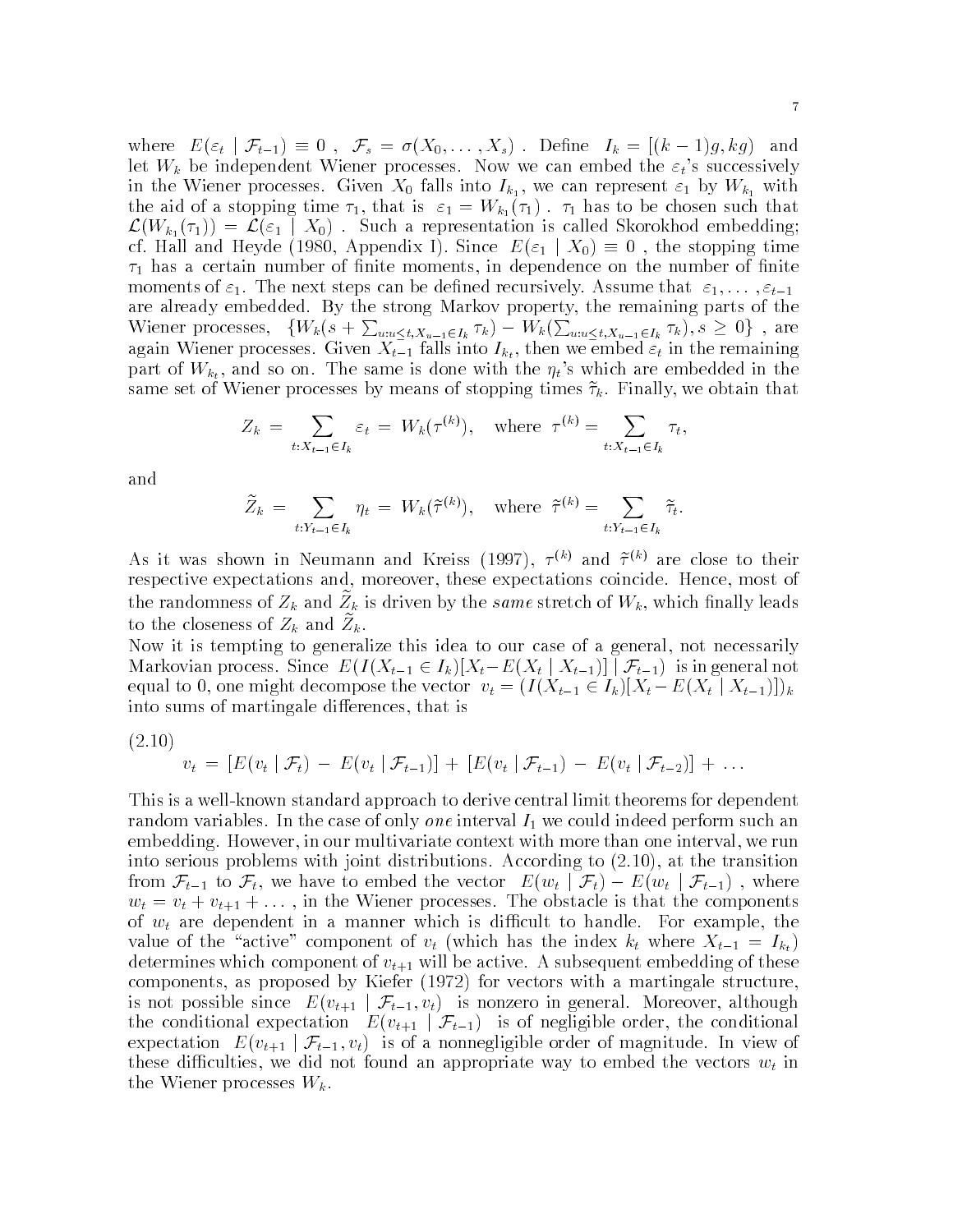where $E(\varepsilon_t \mid \mathcal{F}_{t-1}) \equiv 0$ , $\mathcal{F}_s = \sigma(X_0, \ldots, X_s)$ . Define $I_k = [(k-1)g, kg)$ and let $W_k$ be independent Wiener processes. Now we can embed the $\varepsilon_t$'s successively in the Wiener processes. Given $X_0$ falls into $I_{k_1}$, we can represent $\varepsilon_1$ by $W_{k_1}$ with the aid of a stopping time $\tau_1$, that is $\varepsilon_1 = W_{k_1}(\tau_1)$ . $\tau_1$ has to be chosen such that $\mathcal{L}(W_{k_1}(\tau_1)) = \mathcal{L}(\varepsilon_1 \mid X_0)$ . Such a representation is called Skorokhod embedding; cf. Hall and Heyde (1980, Appendix I). Since $E(\varepsilon_1 \mid X_0) \equiv 0$ , the stopping time $\tau_1$ has a certain number of finite moments, in dependence on the number of finite moments of $\varepsilon_1$. The next steps can be defined recursively. Assume that $\varepsilon_1, \ldots, \varepsilon_{t-1}$ are already embedded. By the strong Markov property, the remaining parts of the Wiener processes, $\{W_k(s + \sum_{u: u \leq t, X_{u-1} \in I_k} \tau_k) - W_k(\sum_{u: u \leq t, X_{u-1} \in I_k} \tau_k), s \geq 0\}$ , are again Wiener processes. Given $X_{t-1}$ falls into $I_{k_t}$, then we embed $\varepsilon_t$ in the remaining part of $W_{k_t}$, and so on. The same is done with the $\eta_t$'s which are embedded in the same set of Wiener processes by means of stopping times $\tilde{\tau}_k$. Finally, we obtain that

$$
Z_k = \sum_{t: X_{t-1} \in I_k} \varepsilon_t = W_k(\tau^{(k)}), \quad \text{where } \tau^{(k)} = \sum_{t: X_{t-1} \in I_k} \tau_t,
$$

and

$$
\widetilde{Z}_k = \sum_{t: Y_{t-1} \in I_k} \eta_t = W_k(\tilde{\tau}^{(k)}), \quad \text{where } \tilde{\tau}^{(k)} = \sum_{t: Y_{t-1} \in I_k} \tilde{\tau}_t.
$$

As it was shown in Neumann and Kreiss (1997), $\tau^{(k)}$ and $\tilde{\tau}^{(k)}$ are close to their respective expectations and, moreover, these expectations coincide. Hence, most of the randomness of $Z_k$ and $\widetilde{Z}_k$ is driven by the *same* stretch of $W_k$, which finally leads to the closeness of $Z_k$ and $\widetilde{Z}_k$.

Now it is tempting to generalize this idea to our case of a general, not necessarily Markovian process. Since $E(I(X_{t-1} \in I_k)[X_t - E(X_t \mid X_{t-1})] \mid \mathcal{F}_{t-1})$ is in general not equal to 0, one might decompose the vector $v_t = (I(X_{t-1} \in I_k)[X_t - E(X_t \mid X_{t-1})])_k$ into sums of martingale differences, that is

(2.10)

$$
v_t = [E(v_t \mid \mathcal{F}_t) - E(v_t \mid \mathcal{F}_{t-1})] + [E(v_t \mid \mathcal{F}_{t-1}) - E(v_t \mid \mathcal{F}_{t-2})] + \ldots
$$

This is a well-known standard approach to derive central limit theorems for dependent random variables. In the case of only *one* interval $I_1$ we could indeed perform such an embedding. However, in our multivariate context with more than one interval, we run into serious problems with joint distributions. According to (2.10), at the transition from $\mathcal{F}_{t-1}$ to $\mathcal{F}_t$, we have to embed the vector $E(w_t \mid \mathcal{F}_t) - E(w_t \mid \mathcal{F}_{t-1})$ , where $w_t = v_t + v_{t+1} + \ldots$ , in the Wiener processes. The obstacle is that the components of $w_t$ are dependent in a manner which is difficult to handle. For example, the value of the "active" component of $v_t$ (which has the index $k_t$ where $X_{t-1} = I_{k_t}$) determines which component of $v_{t+1}$ will be active. A subsequent embedding of these components, as proposed by Kiefer (1972) for vectors with a martingale structure, is not possible since $E(v_{t+1} \mid \mathcal{F}_{t-1}, v_t)$ is nonzero in general. Moreover, although the conditional expectation $E(v_{t+1} \mid \mathcal{F}_{t-1})$ is of negligible order, the conditional expectation $E(v_{t+1} \mid \mathcal{F}_{t-1}, v_t)$ is of a nonnegligible order of magnitude. In view of these difficulties, we did not found an appropriate way to embed the vectors $w_t$ in the Wiener processes $W_k$.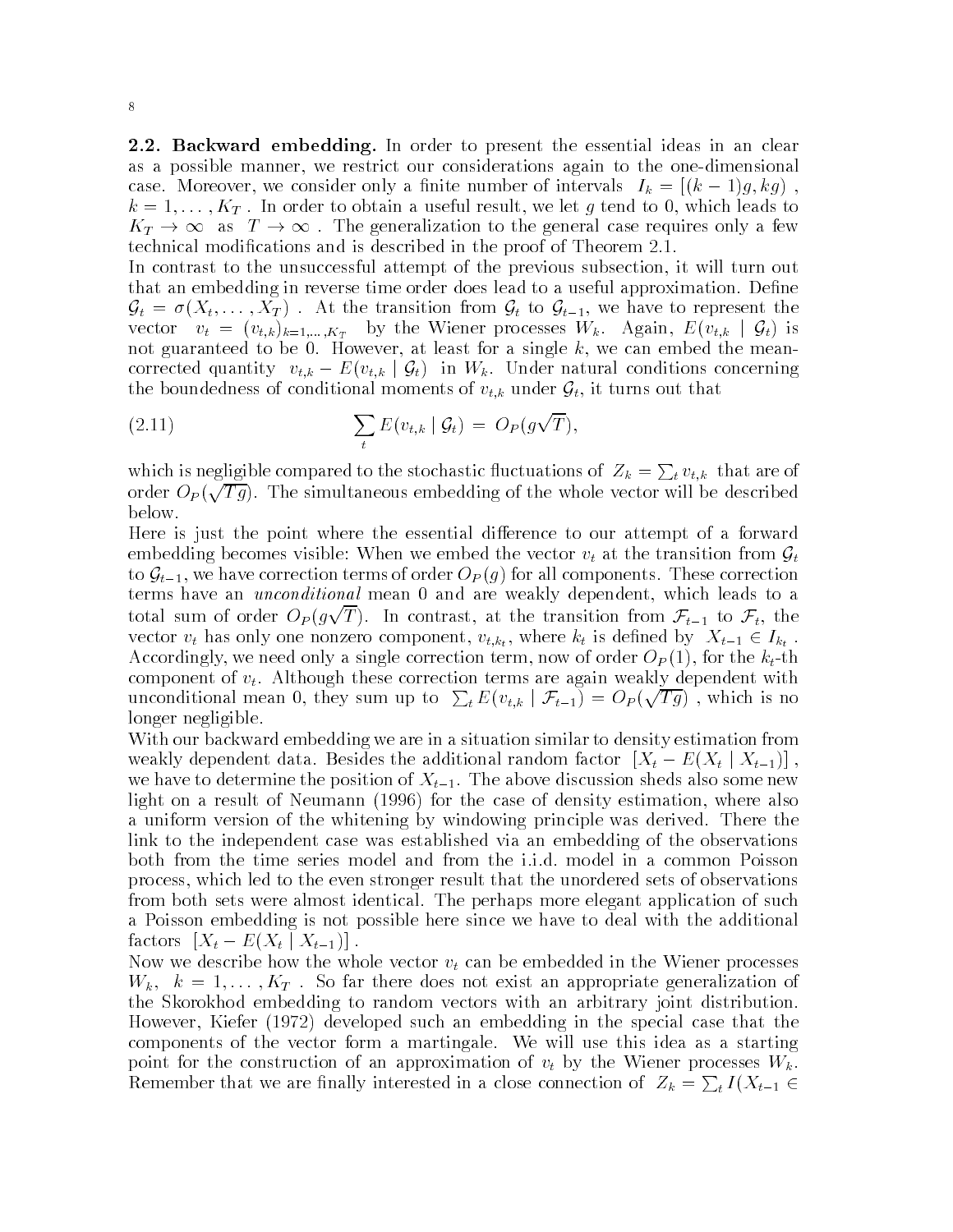**2.2. Backward embedding.** In order to present the essential ideas in an clear as a possible manner, we restrict our considerations again to the one-dimensional case. Moreover, we consider only a finite number of intervals $I_k = [(k-1)g, kg)$, $k = 1, \ldots, K_T$. In order to obtain a useful result, we let $g$ tend to 0, which leads to $K_T \to \infty$ as $T \to \infty$. The generalization to the general case requires only a few technical modifications and is described in the proof of Theorem 2.1.

In contrast to the unsuccessful attempt of the previous subsection, it will turn out that an embedding in reverse time order does lead to a useful approximation. Define $\mathcal{G}_t = \sigma(X_t, \ldots, X_T)$. At the transition from $\mathcal{G}_t$ to $\mathcal{G}_{t-1}$, we have to represent the vector $v_t = (v_{t,k})_{k=1,\ldots,K_T}$ by the Wiener processes $W_k$. Again, $E(v_{t,k} \mid \mathcal{G}_t)$ is not guaranteed to be 0. However, at least for a single $k$, we can embed the mean-corrected quantity $v_{t,k} - E(v_{t,k} \mid \mathcal{G}_t)$ in $W_k$. Under natural conditions concerning the boundedness of conditional moments of $v_{t,k}$ under $\mathcal{G}_t$, it turns out that

$$\sum_t E(v_{t,k} \mid \mathcal{G}_t) = O_P(g\sqrt{T}), \tag{2.11}$$

which is negligible compared to the stochastic fluctuations of $Z_k = \sum_t v_{t,k}$ that are of order $O_P(\sqrt{Tg})$. The simultaneous embedding of the whole vector will be described below.

Here is just the point where the essential difference to our attempt of a forward embedding becomes visible: When we embed the vector $v_t$ at the transition from $\mathcal{G}_t$ to $\mathcal{G}_{t-1}$, we have correction terms of order $O_P(g)$ for all components. These correction terms have an *unconditional* mean 0 and are weakly dependent, which leads to a total sum of order $O_P(g\sqrt{T})$. In contrast, at the transition from $\mathcal{F}_{t-1}$ to $\mathcal{F}_t$, the vector $v_t$ has only one nonzero component, $v_{t,k_t}$, where $k_t$ is defined by $X_{t-1} \in I_{k_t}$. Accordingly, we need only a single correction term, now of order $O_P(1)$, for the $k_t$-th component of $v_t$. Although these correction terms are again weakly dependent with unconditional mean 0, they sum up to $\sum_t E(v_{t,k} \mid \mathcal{F}_{t-1}) = O_P(\sqrt{Tg})$, which is no longer negligible.

With our backward embedding we are in a situation similar to density estimation from weakly dependent data. Besides the additional random factor $[X_t - E(X_t \mid X_{t-1})]$, we have to determine the position of $X_{t-1}$. The above discussion sheds also some new light on a result of Neumann (1996) for the case of density estimation, where also a uniform version of the whitening by windowing principle was derived. There the link to the independent case was established via an embedding of the observations both from the time series model and from the i.i.d. model in a common Poisson process, which led to the even stronger result that the unordered sets of observations from both sets were almost identical. The perhaps more elegant application of such a Poisson embedding is not possible here since we have to deal with the additional factors $[X_t - E(X_t \mid X_{t-1})]$.

Now we describe how the whole vector $v_t$ can be embedded in the Wiener processes $W_k$, $k = 1, \ldots, K_T$. So far there does not exist an appropriate generalization of the Skorokhod embedding to random vectors with an arbitrary joint distribution. However, Kiefer (1972) developed such an embedding in the special case that the components of the vector form a martingale. We will use this idea as a starting point for the construction of an approximation of $v_t$ by the Wiener processes $W_k$. Remember that we are finally interested in a close connection of $Z_k = \sum_t I(X_{t-1} \in$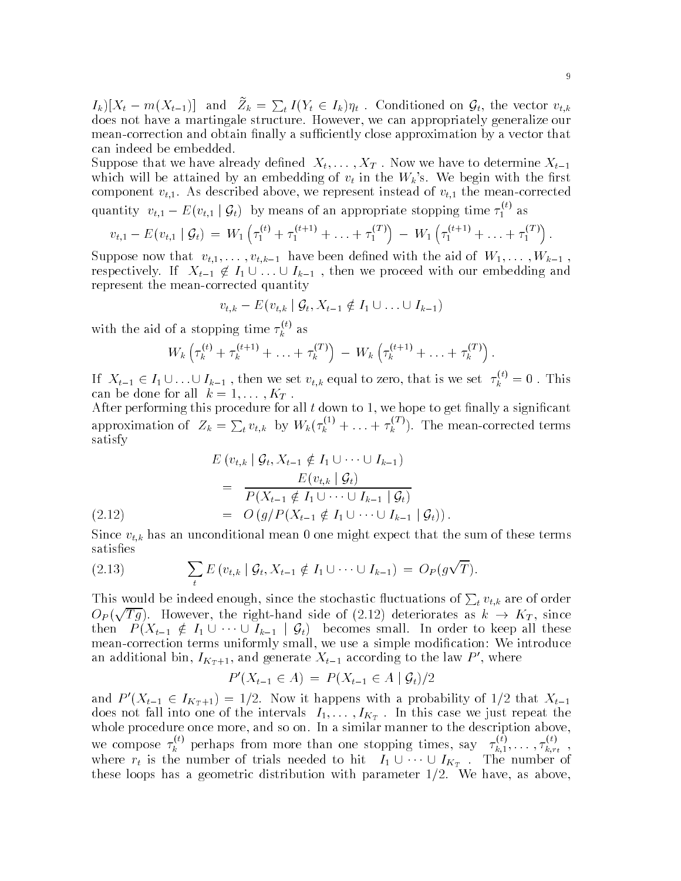$I_k)[X_t - m(X_{t-1})]$ and $\tilde{Z}_k = \sum_t I(Y_t \in I_k)\eta_t$ . Conditioned on $\mathcal{G}_t$, the vector $v_{t,k}$ does not have a martingale structure. However, we can appropriately generalize our mean-correction and obtain finally a sufficiently close approximation by a vector that can indeed be embedded.

Suppose that we have already defined $X_t, \ldots, X_T$ . Now we have to determine $X_{t-1}$ which will be attained by an embedding of $v_t$ in the $W_k$'s. We begin with the first component $v_{t,1}$. As described above, we represent instead of $v_{t,1}$ the mean-corrected quantity $v_{t,1} - E(v_{t,1} \mid \mathcal{G}_t)$ by means of an appropriate stopping time $\tau_1^{(t)}$ as

$$v_{t,1} - E(v_{t,1} \mid \mathcal{G}_t) \;=\; W_1\left(\tau_1^{(t)} + \tau_1^{(t+1)} + \ldots + \tau_1^{(T)}\right) \;-\; W_1\left(\tau_1^{(t+1)} + \ldots + \tau_1^{(T)}\right).$$

Suppose now that $v_{t,1}, \ldots, v_{t,k-1}$ have been defined with the aid of $W_1, \ldots, W_{k-1}$ , respectively. If $X_{t-1} \notin I_1 \cup \ldots \cup I_{k-1}$ , then we proceed with our embedding and represent the mean-corrected quantity

$$v_{t,k} - E(v_{t,k} \mid \mathcal{G}_t, X_{t-1} \notin I_1 \cup \ldots \cup I_{k-1})$$

with the aid of a stopping time $\tau_k^{(t)}$ as

$$W_k\left(\tau_k^{(t)} + \tau_k^{(t+1)} + \ldots + \tau_k^{(T)}\right) \;-\; W_k\left(\tau_k^{(t+1)} + \ldots + \tau_k^{(T)}\right).$$

If $X_{t-1} \in I_1 \cup \ldots \cup I_{k-1}$ , then we set $v_{t,k}$ equal to zero, that is we set $\tau_k^{(t)} = 0$ . This can be done for all $k = 1, \ldots, K_T$ .

After performing this procedure for all $t$ down to 1, we hope to get finally a significant approximation of $Z_k = \sum_t v_{t,k}$ by $W_k(\tau_k^{(1)} + \ldots + \tau_k^{(T)})$. The mean-corrected terms satisfy

$$\begin{aligned}
& E\left(v_{t,k} \mid \mathcal{G}_t, X_{t-1} \notin I_1 \cup \cdots \cup I_{k-1}\right) \\
&\quad = \frac{E(v_{t,k} \mid \mathcal{G}_t)}{P(X_{t-1} \notin I_1 \cup \cdots \cup I_{k-1} \mid \mathcal{G}_t)} \\
&\quad = O\left(g / P(X_{t-1} \notin I_1 \cup \cdots \cup I_{k-1} \mid \mathcal{G}_t)\right).
\end{aligned} \tag{2.12}$$

Since $v_{t,k}$ has an unconditional mean 0 one might expect that the sum of these terms satisfies

$$\sum_t E\left(v_{t,k} \mid \mathcal{G}_t, X_{t-1} \notin I_1 \cup \cdots \cup I_{k-1}\right) \;=\; O_P(g\sqrt{T}). \tag{2.13}$$

This would be indeed enough, since the stochastic fluctuations of $\sum_t v_{t,k}$ are of order $O_P(\sqrt{Tg})$. However, the right-hand side of (2.12) deteriorates as $k \to K_T$, since then $P(X_{t-1} \notin I_1 \cup \cdots \cup I_{k-1} \mid \mathcal{G}_t)$ becomes small. In order to keep all these mean-correction terms uniformly small, we use a simple modification: We introduce an additional bin, $I_{K_T+1}$, and generate $X_{t-1}$ according to the law $P'$, where

$$P'(X_{t-1} \in A) \;=\; P(X_{t-1} \in A \mid \mathcal{G}_t)/2$$

and $P'(X_{t-1} \in I_{K_T+1}) = 1/2$. Now it happens with a probability of 1/2 that $X_{t-1}$ does not fall into one of the intervals $I_1, \ldots, I_{K_T}$ . In this case we just repeat the whole procedure once more, and so on. In a similar manner to the description above, we compose $\tau_k^{(t)}$ perhaps from more than one stopping times, say $\tau_{k,1}^{(t)}, \ldots, \tau_{k,r_t}^{(t)}$ , where $r_t$ is the number of trials needed to hit $I_1 \cup \cdots \cup I_{K_T}$ . The number of these loops has a geometric distribution with parameter 1/2. We have, as above,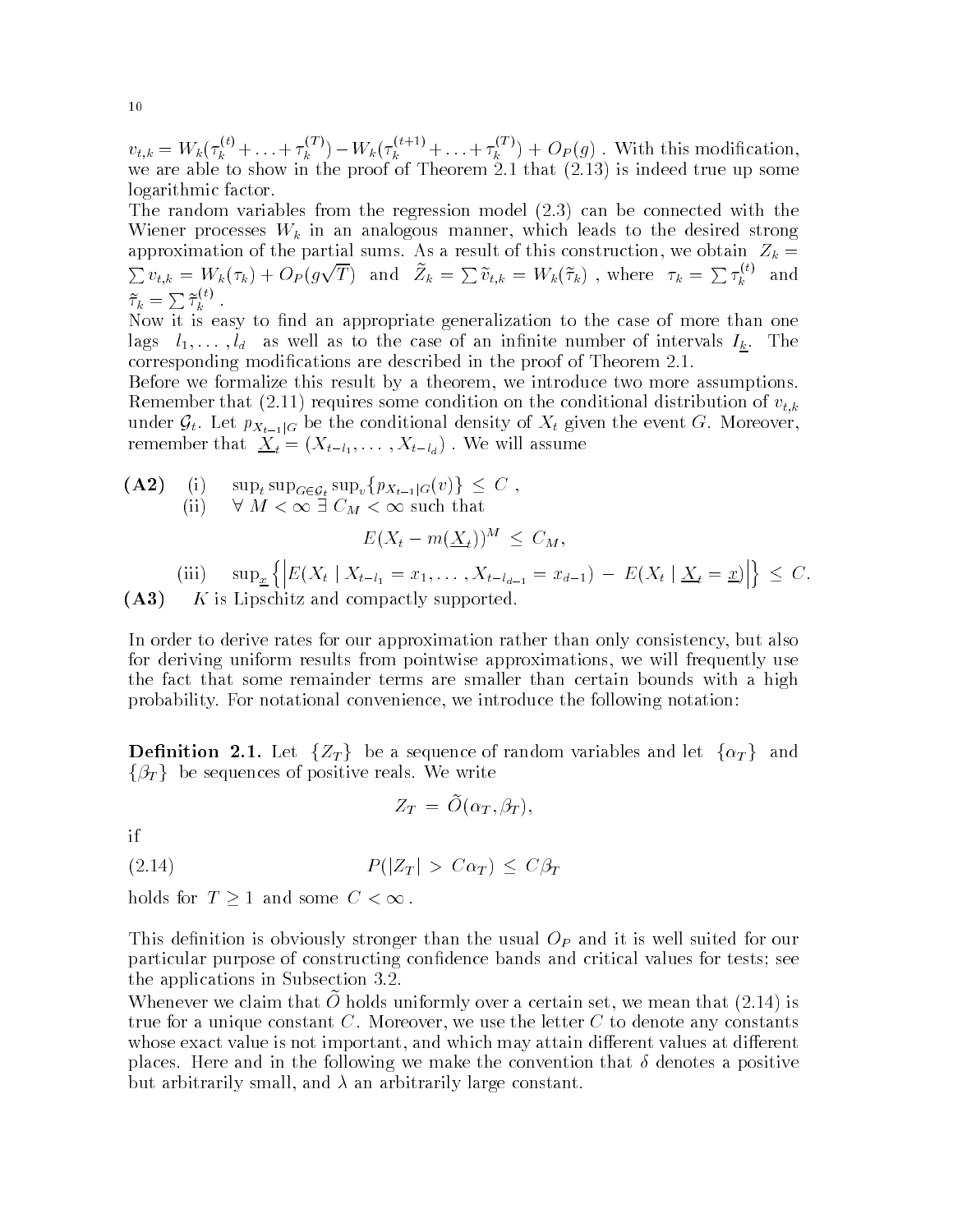$v_{t,k} = W_k(\tau_k^{(t)} + \ldots + \tau_k^{(T)}) - W_k(\tau_k^{(t+1)} + \ldots + \tau_k^{(T)}) + O_P(g)$ . With this modification, we are able to show in the proof of Theorem 2.1 that (2.13) is indeed true up some logarithmic factor.
The random variables from the regression model (2.3) can be connected with the Wiener processes $W_k$ in an analogous manner, which leads to the desired strong approximation of the partial sums. As a result of this construction, we obtain $Z_k = \sum v_{t,k} = W_k(\tau_k) + O_P(g\sqrt{T})$ and $\tilde{Z}_k = \sum \tilde{v}_{t,k} = W_k(\tilde{\tau}_k)$ , where $\tau_k = \sum \tau_k^{(t)}$ and $\tilde{\tau}_k = \sum \tilde{\tau}_k^{(t)}$ .
Now it is easy to find an appropriate generalization to the case of more than one lags $l_1, \ldots, l_d$ as well as to the case of an infinite number of intervals $I_{\underline{k}}$. The corresponding modifications are described in the proof of Theorem 2.1.
Before we formalize this result by a theorem, we introduce two more assumptions. Remember that (2.11) requires some condition on the conditional distribution of $v_{t,k}$ under $\mathcal{G}_t$. Let $p_{X_{t-1}|G}$ be the conditional density of $X_t$ given the event $G$. Moreover, remember that $\underline{X}_t = (X_{t-l_1}, \ldots, X_{t-l_d})$ . We will assume

**(A2)** (i) $\sup_t \sup_{G \in \mathcal{G}_t} \sup_v \{p_{X_{t-1}|G}(v)\} \le C$ ,

(ii) $\forall\ M < \infty\ \exists\ C_M < \infty$ such that

$$E(X_t - m(\underline{X}_t))^M \le C_M,$$

(iii) $\sup_{\underline{x}} \left\{ \left| E(X_t \mid X_{t-l_1} = x_1, \ldots, X_{t-l_{d-1}} = x_{d-1}) - E(X_t \mid \underline{X}_t = \underline{x}) \right| \right\} \le C.$

**(A3)** $K$ is Lipschitz and compactly supported.

In order to derive rates for our approximation rather than only consistency, but also for deriving uniform results from pointwise approximations, we will frequently use the fact that some remainder terms are smaller than certain bounds with a high probability. For notational convenience, we introduce the following notation:

**Definition 2.1.** Let $\{Z_T\}$ be a sequence of random variables and let $\{\alpha_T\}$ and $\{\beta_T\}$ be sequences of positive reals. We write

$$Z_T = \tilde{O}(\alpha_T, \beta_T),$$

if

$$P(|Z_T| > C\alpha_T) \le C\beta_T \tag{2.14}$$

holds for $T \ge 1$ and some $C < \infty$ .

This definition is obviously stronger than the usual $O_P$ and it is well suited for our particular purpose of constructing confidence bands and critical values for tests; see the applications in Subsection 3.2.
Whenever we claim that $\tilde{O}$ holds uniformly over a certain set, we mean that (2.14) is true for a unique constant $C$. Moreover, we use the letter $C$ to denote any constants whose exact value is not important, and which may attain different values at different places. Here and in the following we make the convention that $\delta$ denotes a positive but arbitrarily small, and $\lambda$ an arbitrarily large constant.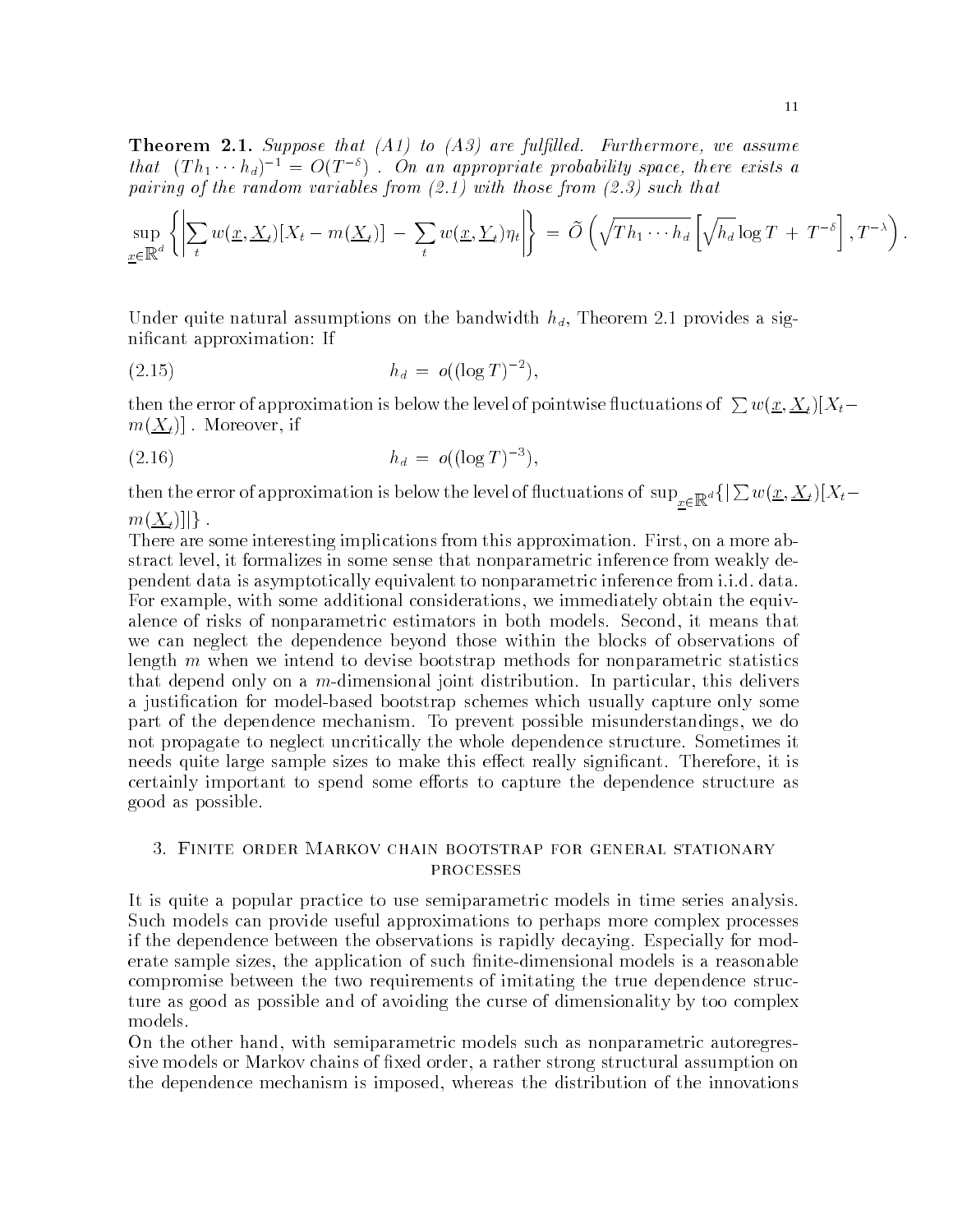**Theorem 2.1.** *Suppose that (A1) to (A3) are fulfilled. Furthermore, we assume that* $(Th_1 \cdots h_d)^{-1} = O(T^{-\delta})$ *. On an appropriate probability space, there exists a pairing of the random variables from (2.1) with those from (2.3) such that*

$$\sup_{\underline{x} \in \mathbb{R}^d} \left\{ \left| \sum_t w(\underline{x}, \underline{X}_t)[X_t - m(\underline{X}_t)] - \sum_t w(\underline{x}, \underline{Y}_t)\eta_t \right| \right\} = \tilde{O}\left( \sqrt{Th_1 \cdots h_d} \left[ \sqrt{h_d} \log T + T^{-\delta} \right], T^{-\lambda} \right).$$

Under quite natural assumptions on the bandwidth $h_d$, Theorem 2.1 provides a significant approximation: If

$$h_d = o((\log T)^{-2}), \tag{2.15}$$

then the error of approximation is below the level of pointwise fluctuations of $\sum w(\underline{x}, \underline{X}_t)[X_t - m(\underline{X}_t)]$ . Moreover, if

$$h_d = o((\log T)^{-3}), \tag{2.16}$$

then the error of approximation is below the level of fluctuations of $\sup_{\underline{x} \in \mathbb{R}^d}\{|\sum w(\underline{x}, \underline{X}_t)[X_t - m(\underline{X}_t)]|\}$ .

There are some interesting implications from this approximation. First, on a more abstract level, it formalizes in some sense that nonparametric inference from weakly dependent data is asymptotically equivalent to nonparametric inference from i.i.d. data. For example, with some additional considerations, we immediately obtain the equivalence of risks of nonparametric estimators in both models. Second, it means that we can neglect the dependence beyond those within the blocks of observations of length $m$ when we intend to devise bootstrap methods for nonparametric statistics that depend only on a $m$-dimensional joint distribution. In particular, this delivers a justification for model-based bootstrap schemes which usually capture only some part of the dependence mechanism. To prevent possible misunderstandings, we do not propagate to neglect uncritically the whole dependence structure. Sometimes it needs quite large sample sizes to make this effect really significant. Therefore, it is certainly important to spend some efforts to capture the dependence structure as good as possible.

## 3. Finite order Markov chain bootstrap for general stationary processes

It is quite a popular practice to use semiparametric models in time series analysis. Such models can provide useful approximations to perhaps more complex processes if the dependence between the observations is rapidly decaying. Especially for moderate sample sizes, the application of such finite-dimensional models is a reasonable compromise between the two requirements of imitating the true dependence structure as good as possible and of avoiding the curse of dimensionality by too complex models.

On the other hand, with semiparametric models such as nonparametric autoregressive models or Markov chains of fixed order, a rather strong structural assumption on the dependence mechanism is imposed, whereas the distribution of the innovations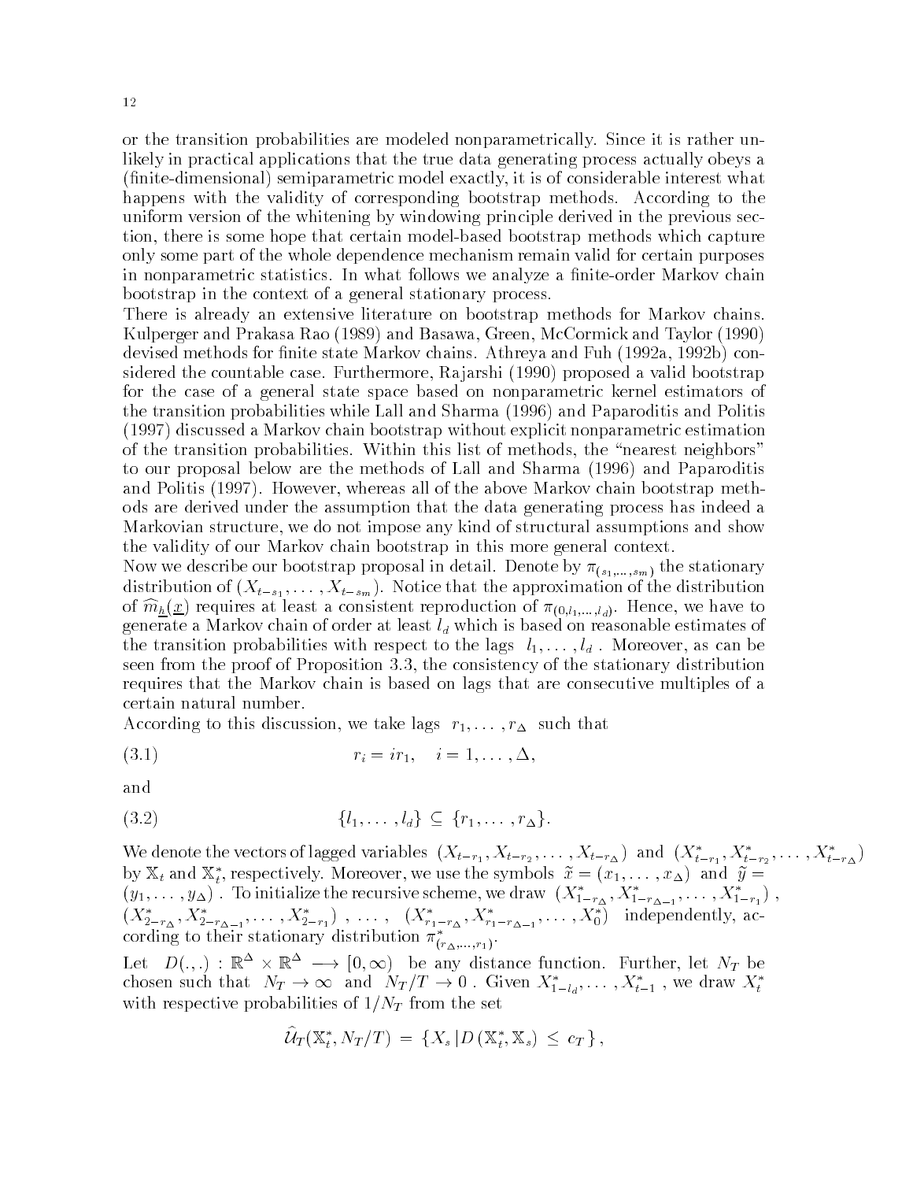or the transition probabilities are modeled nonparametrically. Since it is rather unlikely in practical applications that the true data generating process actually obeys a (finite-dimensional) semiparametric model exactly, it is of considerable interest what happens with the validity of corresponding bootstrap methods. According to the uniform version of the whitening by windowing principle derived in the previous section, there is some hope that certain model-based bootstrap methods which capture only some part of the whole dependence mechanism remain valid for certain purposes in nonparametric statistics. In what follows we analyze a finite-order Markov chain bootstrap in the context of a general stationary process.

There is already an extensive literature on bootstrap methods for Markov chains. Kulperger and Prakasa Rao (1989) and Basawa, Green, McCormick and Taylor (1990) devised methods for finite state Markov chains. Athreya and Fuh (1992a, 1992b) considered the countable case. Furthermore, Rajarshi (1990) proposed a valid bootstrap for the case of a general state space based on nonparametric kernel estimators of the transition probabilities while Lall and Sharma (1996) and Paparoditis and Politis (1997) discussed a Markov chain bootstrap without explicit nonparametric estimation of the transition probabilities. Within this list of methods, the "nearest neighbors" to our proposal below are the methods of Lall and Sharma (1996) and Paparoditis and Politis (1997). However, whereas all of the above Markov chain bootstrap methods are derived under the assumption that the data generating process has indeed a Markovian structure, we do not impose any kind of structural assumptions and show the validity of our Markov chain bootstrap in this more general context.

Now we describe our bootstrap proposal in detail. Denote by $\pi_{(s_1,\ldots,s_m)}$ the stationary distribution of $(X_{t-s_1},\ldots,X_{t-s_m})$. Notice that the approximation of the distribution of $\widehat{m}_{\underline{h}}(\underline{x})$ requires at least a consistent reproduction of $\pi_{(0,l_1,\ldots,l_d)}$. Hence, we have to generate a Markov chain of order at least $l_d$ which is based on reasonable estimates of the transition probabilities with respect to the lags $l_1,\ldots,l_d$. Moreover, as can be seen from the proof of Proposition 3.3, the consistency of the stationary distribution requires that the Markov chain is based on lags that are consecutive multiples of a certain natural number.

According to this discussion, we take lags $r_1,\ldots,r_\Delta$ such that

$$r_i = i r_1, \quad i = 1,\ldots,\Delta, \tag{3.1}$$

and

$$\{l_1,\ldots,l_d\} \subseteq \{r_1,\ldots,r_\Delta\}. \tag{3.2}$$

We denote the vectors of lagged variables $(X_{t-r_1}, X_{t-r_2},\ldots,X_{t-r_\Delta})$ and $(X^*_{t-r_1}, X^*_{t-r_2},\ldots,X^*_{t-r_\Delta})$ by $\mathbb{X}_t$ and $\mathbb{X}^*_t$, respectively. Moreover, we use the symbols $\tilde{x} = (x_1,\ldots,x_\Delta)$ and $\tilde{y} = (y_1,\ldots,y_\Delta)$. To initialize the recursive scheme, we draw $(X^*_{1-r_\Delta}, X^*_{1-r_{\Delta-1}},\ldots,X^*_{1-r_1})$, $(X^*_{2-r_\Delta}, X^*_{2-r_{\Delta-1}},\ldots,X^*_{2-r_1})$, $\ldots$, $(X^*_{r_1-r_\Delta}, X^*_{r_1-r_{\Delta-1}},\ldots,X^*_0)$ independently, according to their stationary distribution $\pi^*_{(r_\Delta,\ldots,r_1)}$.

Let $D(.,.) : \mathbb{R}^\Delta \times \mathbb{R}^\Delta \longrightarrow [0,\infty)$ be any distance function. Further, let $N_T$ be chosen such that $N_T \to \infty$ and $N_T/T \to 0$. Given $X^*_{1-l_d},\ldots,X^*_{t-1}$, we draw $X^*_t$ with respective probabilities of $1/N_T$ from the set

$$\widehat{\mathcal{U}}_T(\mathbb{X}^*_t, N_T/T) = \{X_s \,|\, D(\mathbb{X}^*_t, \mathbb{X}_s) \le c_T\},$$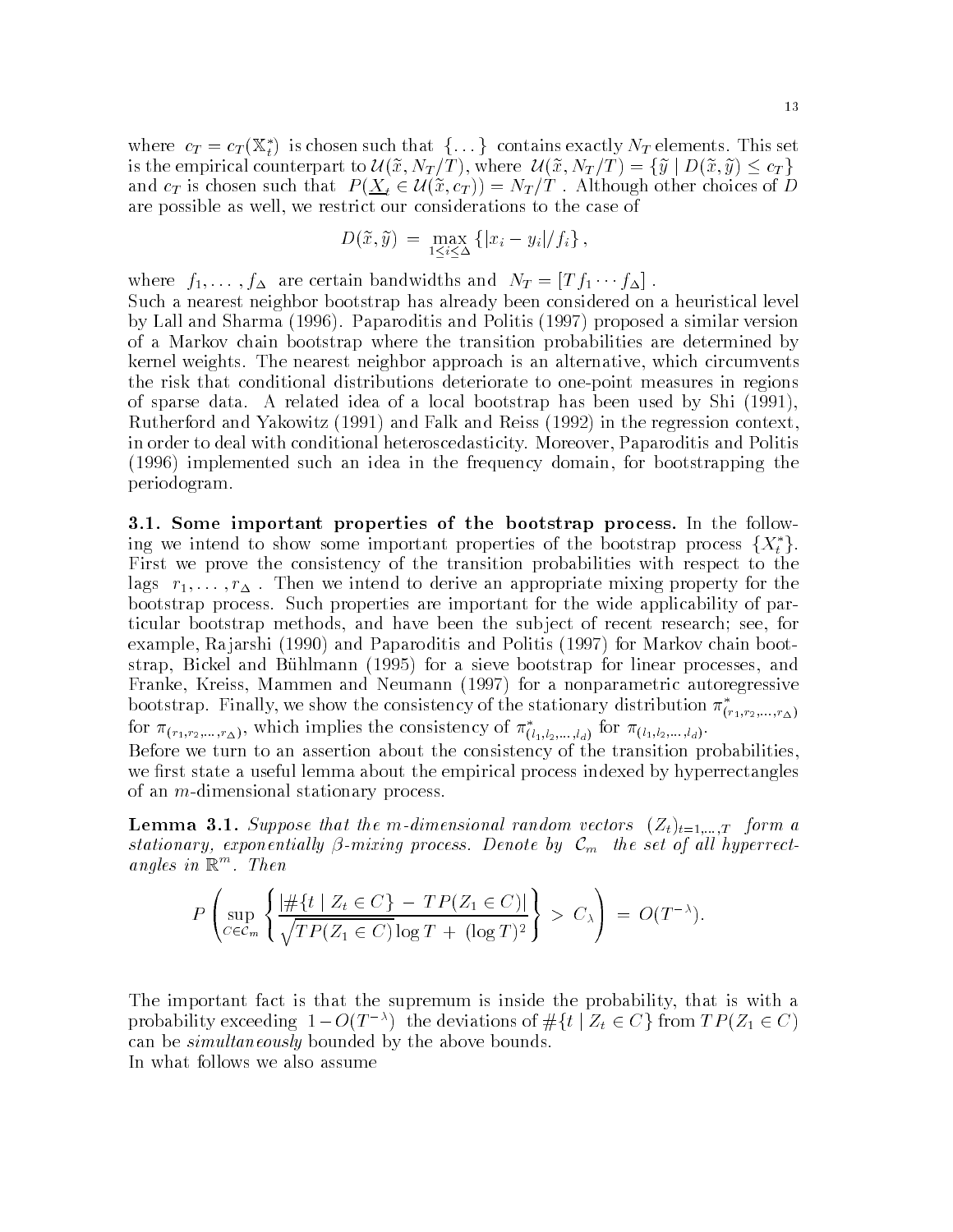where $c_T = c_T(\mathbb{X}_t^*)$ is chosen such that $\{\dots\}$ contains exactly $N_T$ elements. This set is the empirical counterpart to $\mathcal{U}(\tilde{x}, N_T/T)$, where $\mathcal{U}(\tilde{x}, N_T/T) = \{\tilde{y} \mid D(\tilde{x}, \tilde{y}) \leq c_T\}$ and $c_T$ is chosen such that $P(\underline{X}_t \in \mathcal{U}(\tilde{x}, c_T)) = N_T/T$. Although other choices of $D$ are possible as well, we restrict our considerations to the case of

$$D(\tilde{x}, \tilde{y}) = \max_{1 \leq i \leq \Delta} \{|x_i - y_i|/f_i\},$$

where $f_1, \dots, f_\Delta$ are certain bandwidths and $N_T = [T f_1 \cdots f_\Delta]$.
Such a nearest neighbor bootstrap has already been considered on a heuristical level by Lall and Sharma (1996). Paparoditis and Politis (1997) proposed a similar version of a Markov chain bootstrap where the transition probabilities are determined by kernel weights. The nearest neighbor approach is an alternative, which circumvents the risk that conditional distributions deteriorate to one-point measures in regions of sparse data. A related idea of a local bootstrap has been used by Shi (1991), Rutherford and Yakowitz (1991) and Falk and Reiss (1992) in the regression context, in order to deal with conditional heteroscedasticity. Moreover, Paparoditis and Politis (1996) implemented such an idea in the frequency domain, for bootstrapping the periodogram.

**3.1. Some important properties of the bootstrap process.** In the following we intend to show some important properties of the bootstrap process $\{X_t^*\}$. First we prove the consistency of the transition probabilities with respect to the lags $r_1, \dots, r_\Delta$. Then we intend to derive an appropriate mixing property for the bootstrap process. Such properties are important for the wide applicability of particular bootstrap methods, and have been the subject of recent research; see, for example, Rajarshi (1990) and Paparoditis and Politis (1997) for Markov chain bootstrap, Bickel and Bühlmann (1995) for a sieve bootstrap for linear processes, and Franke, Kreiss, Mammen and Neumann (1997) for a nonparametric autoregressive bootstrap. Finally, we show the consistency of the stationary distribution $\pi^*_{(r_1, r_2, \dots, r_\Delta)}$ for $\pi_{(r_1, r_2, \dots, r_\Delta)}$, which implies the consistency of $\pi^*_{(l_1, l_2, \dots, l_d)}$ for $\pi_{(l_1, l_2, \dots, l_d)}$.
Before we turn to an assertion about the consistency of the transition probabilities, we first state a useful lemma about the empirical process indexed by hyperrectangles of an $m$-dimensional stationary process.

**Lemma 3.1.** *Suppose that the $m$-dimensional random vectors $(Z_t)_{t=1,\dots,T}$ form a stationary, exponentially $\beta$-mixing process. Denote by $\mathcal{C}_m$ the set of all hyperrectangles in $\mathbb{R}^m$. Then*

$$P\left( \sup_{C \in \mathcal{C}_m} \left\{ \frac{|\#\{t \mid Z_t \in C\} - T P(Z_1 \in C)|}{\sqrt{T P(Z_1 \in C) \log T} + (\log T)^2} \right\} > C_\lambda \right) = O(T^{-\lambda}).$$

The important fact is that the supremum is inside the probability, that is with a probability exceeding $1 - O(T^{-\lambda})$ the deviations of $\#\{t \mid Z_t \in C\}$ from $T P(Z_1 \in C)$ can be *simultaneously* bounded by the above bounds.
In what follows we also assume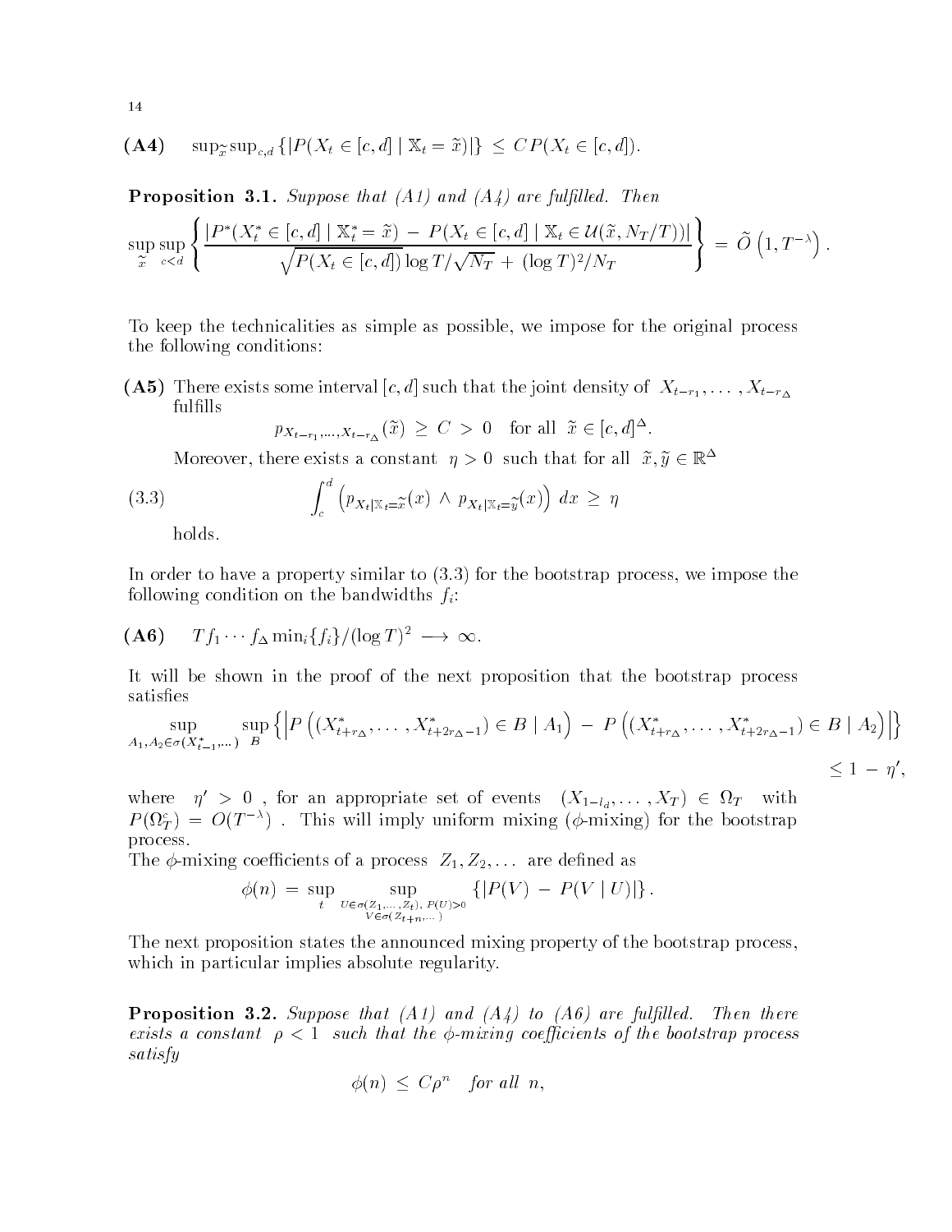**(A4)** $\quad \sup_{\widetilde{x}} \sup_{c,d} \{|P(X_t \in [c,d] \mid \mathbb{X}_t = \widetilde{x})|\} \leq C P(X_t \in [c,d]).$

**Proposition 3.1.** *Suppose that (A1) and (A4) are fulfilled. Then*

$$\sup_{\widetilde{x}} \sup_{c<d} \left\{ \frac{|P^*(X_t^* \in [c,d] \mid \mathbb{X}_t^* = \widetilde{x}) - P(X_t \in [c,d] \mid \mathbb{X}_t \in \mathcal{U}(\widetilde{x}, N_T/T))|}{\sqrt{P(X_t \in [c,d])} \log T/\sqrt{N_T} + (\log T)^2/N_T} \right\} = \widetilde{O}\left(1, T^{-\lambda}\right).$$

To keep the technicalities as simple as possible, we impose for the original process the following conditions:

**(A5)** There exists some interval $[c,d]$ such that the joint density of $X_{t-r_1}, \ldots, X_{t-r_\Delta}$ fulfills

$$p_{X_{t-r_1},\ldots,X_{t-r_\Delta}}(\widetilde{x}) \geq C > 0 \quad \text{for all } \widetilde{x} \in [c,d]^\Delta.$$

Moreover, there exists a constant $\eta > 0$ such that for all $\widetilde{x}, \widetilde{y} \in \mathbb{R}^\Delta$

$$\int_c^d \left( p_{X_t|\mathbb{X}_t = \widetilde{x}}(x) \wedge p_{X_t|\mathbb{X}_t = \widetilde{y}}(x) \right) dx \geq \eta \tag{3.3}$$

holds.

In order to have a property similar to (3.3) for the bootstrap process, we impose the following condition on the bandwidths $f_i$:

**(A6)** $\quad T f_1 \cdots f_\Delta \min_i\{f_i\}/(\log T)^2 \longrightarrow \infty.$

It will be shown in the proof of the next proposition that the bootstrap process satisfies

$$\sup_{A_1, A_2 \in \sigma(X_{t-1}^*,\ldots)} \sup_B \left\{ \left| P\left((X_{t+r_\Delta}^*, \ldots, X_{t+2r_\Delta-1}^*) \in B \mid A_1\right) - P\left((X_{t+r_\Delta}^*, \ldots, X_{t+2r_\Delta-1}^*) \in B \mid A_2\right) \right| \right\} \leq 1 - \eta',$$

where $\eta' > 0$, for an appropriate set of events $(X_{1-l_d}, \ldots, X_T) \in \Omega_T$ with $P(\Omega_T^c) = O(T^{-\lambda})$. This will imply uniform mixing ($\phi$-mixing) for the bootstrap process.

The $\phi$-mixing coefficients of a process $Z_1, Z_2, \ldots$ are defined as

$$\phi(n) = \sup_t \sup_{\substack{U \in \sigma(Z_1,\ldots,Z_t),\, P(U)>0 \\ V \in \sigma(Z_{t+n},\ldots)}} \{|P(V) - P(V \mid U)|\}.$$

The next proposition states the announced mixing property of the bootstrap process, which in particular implies absolute regularity.

**Proposition 3.2.** *Suppose that (A1) and (A4) to (A6) are fulfilled. Then there exists a constant $\rho < 1$ such that the $\phi$-mixing coefficients of the bootstrap process satisfy*

$$\phi(n) \leq C\rho^n \quad \textit{for all } n,$$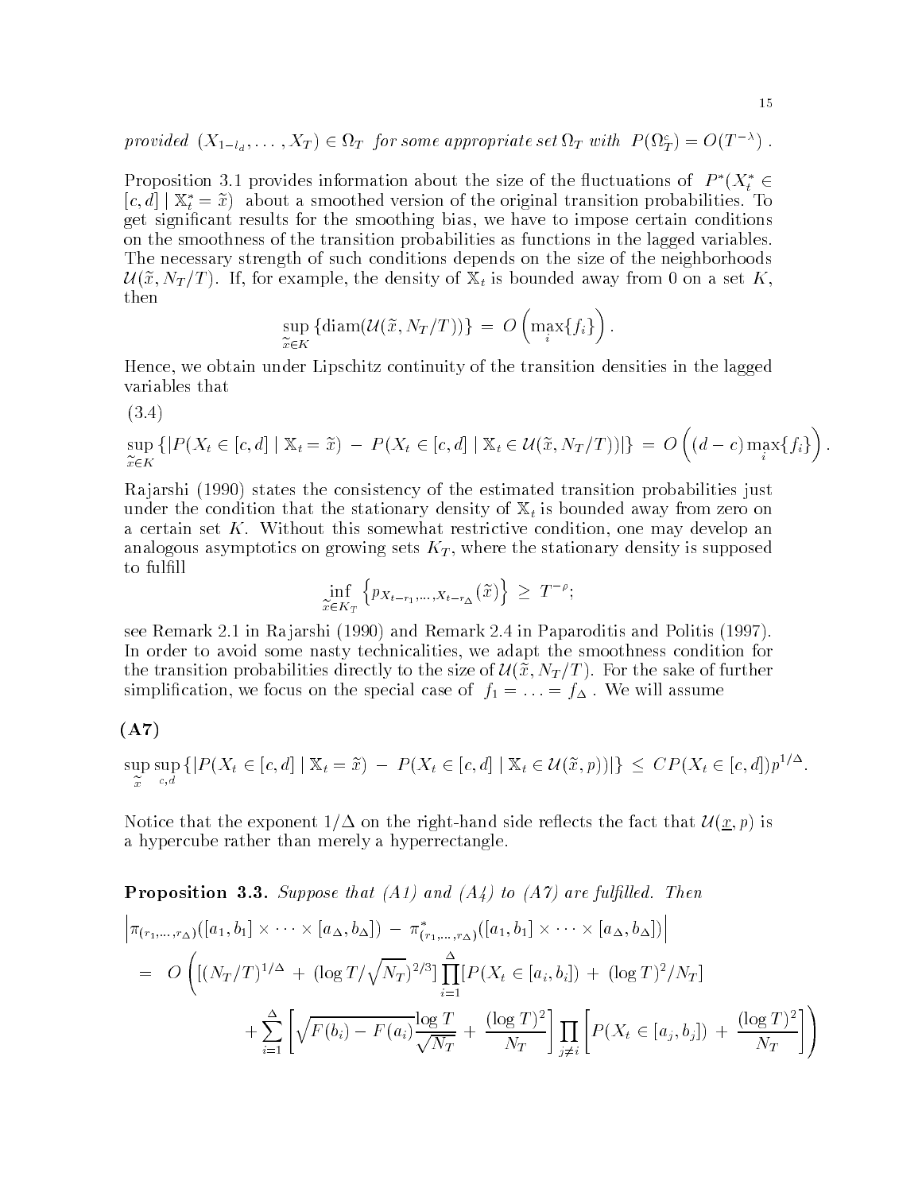*provided* $(X_{1-l_d}, \ldots, X_T) \in \Omega_T$ *for some appropriate set* $\Omega_T$ *with* $P(\Omega_T^c) = O(T^{-\lambda})$ .

Proposition 3.1 provides information about the size of the fluctuations of $P^*(X_t^* \in [c,d] \mid \mathbb{X}_t^* = \tilde{x})$ about a smoothed version of the original transition probabilities. To get significant results for the smoothing bias, we have to impose certain conditions on the smoothness of the transition probabilities as functions in the lagged variables. The necessary strength of such conditions depends on the size of the neighborhoods $\mathcal{U}(\tilde{x}, N_T/T)$. If, for example, the density of $\mathbb{X}_t$ is bounded away from 0 on a set $K$, then

$$\sup_{\tilde{x} \in K} \{\mathrm{diam}(\mathcal{U}(\tilde{x}, N_T/T))\} \,=\, O\left(\max_i \{f_i\}\right).$$

Hence, we obtain under Lipschitz continuity of the transition densities in the lagged variables that

(3.4)

$$\sup_{\tilde{x} \in K} \{|P(X_t \in [c,d] \mid \mathbb{X}_t = \tilde{x}) \,-\, P(X_t \in [c,d] \mid \mathbb{X}_t \in \mathcal{U}(\tilde{x}, N_T/T))|\} \,=\, O\left((d-c)\max_i\{f_i\}\right).$$

Rajarshi (1990) states the consistency of the estimated transition probabilities just under the condition that the stationary density of $\mathbb{X}_t$ is bounded away from zero on a certain set $K$. Without this somewhat restrictive condition, one may develop an analogous asymptotics on growing sets $K_T$, where the stationary density is supposed to fulfill

$$\inf_{\tilde{x} \in K_T} \left\{p_{X_{t-r_1}, \ldots, X_{t-r_\Delta}}(\tilde{x})\right\} \,\geq\, T^{-\rho};$$

see Remark 2.1 in Rajarshi (1990) and Remark 2.4 in Paparoditis and Politis (1997). In order to avoid some nasty technicalities, we adapt the smoothness condition for the transition probabilities directly to the size of $\mathcal{U}(\tilde{x}, N_T/T)$. For the sake of further simplification, we focus on the special case of $f_1 = \ldots = f_\Delta$ . We will assume

**(A7)**

$$\sup_{\tilde{x}} \sup_{c,d} \{|P(X_t \in [c,d] \mid \mathbb{X}_t = \tilde{x}) \,-\, P(X_t \in [c,d] \mid \mathbb{X}_t \in \mathcal{U}(\tilde{x}, p))|\} \,\leq\, C P(X_t \in [c,d]) p^{1/\Delta}.$$

Notice that the exponent $1/\Delta$ on the right-hand side reflects the fact that $\mathcal{U}(\underline{x}, p)$ is a hypercube rather than merely a hyperrectangle.

**Proposition 3.3.** *Suppose that (A1) and (A4) to (A7) are fulfilled. Then*

$$\begin{aligned}
&\left|\pi_{(r_1,\ldots,r_\Delta)}([a_1,b_1] \times \cdots \times [a_\Delta, b_\Delta]) \,-\, \pi^*_{(r_1,\ldots,r_\Delta)}([a_1,b_1] \times \cdots \times [a_\Delta, b_\Delta])\right| \\
&\quad = \; O\left([(N_T/T)^{1/\Delta} \,+\, (\log T/\sqrt{N_T})^{2/3}] \prod_{i=1}^{\Delta} [P(X_t \in [a_i, b_i]) \,+\, (\log T)^2/N_T] \right. \\
&\qquad\qquad \left. + \sum_{i=1}^{\Delta} \left[\sqrt{F(b_i) - F(a_i)} \frac{\log T}{\sqrt{N_T}} \,+\, \frac{(\log T)^2}{N_T}\right] \prod_{j \neq i} \left[P(X_t \in [a_j, b_j]) \,+\, \frac{(\log T)^2}{N_T}\right]\right)
\end{aligned}$$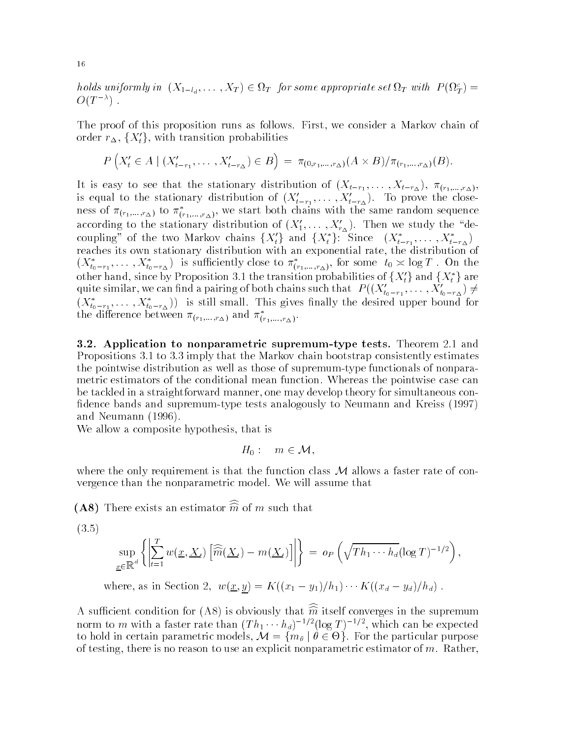*holds uniformly in* $(X_{1-l_d}, \ldots, X_T) \in \Omega_T$ *for some appropriate set* $\Omega_T$ *with* $P(\Omega_T^c) = O(T^{-\lambda})$ .

The proof of this proposition runs as follows. First, we consider a Markov chain of order $r_\Delta$, $\{X_t'\}$, with transition probabilities

$$P\left(X_t' \in A \mid (X_{t-r_1}', \ldots, X_{t-r_\Delta}') \in B\right) = \pi_{(0,r_1,\ldots,r_\Delta)}(A \times B)/\pi_{(r_1,\ldots,r_\Delta)}(B).$$

It is easy to see that the stationary distribution of $(X_{t-r_1}, \ldots, X_{t-r_\Delta})$, $\pi_{(r_1,\ldots,r_\Delta)}$, is equal to the stationary distribution of $(X_{t-r_1}', \ldots, X_{t-r_\Delta}')$. To prove the closeness of $\pi_{(r_1,\ldots,r_\Delta)}$ to $\pi^*_{(r_1,\ldots,r_\Delta)}$, we start both chains with the same random sequence according to the stationary distribution of $(X_1', \ldots, X_{r_\Delta}')$. Then we study the "decoupling" of the two Markov chains $\{X_t'\}$ and $\{X_t^*\}$: Since $(X_{t-r_1}^*, \ldots, X_{t-r_\Delta}^*)$ reaches its own stationary distribution with an exponential rate, the distribution of $(X_{t_0-r_1}^*, \ldots, X_{t_0-r_\Delta}^*)$ is sufficiently close to $\pi^*_{(r_1,\ldots,r_\Delta)}$, for some $t_0 \asymp \log T$ . On the other hand, since by Proposition 3.1 the transition probabilities of $\{X_t'\}$ and $\{X_t^*\}$ are quite similar, we can find a pairing of both chains such that $P((X_{t_0-r_1}', \ldots, X_{t_0-r_\Delta}') \neq (X_{t_0-r_1}^*, \ldots, X_{t_0-r_\Delta}^*))$ is still small. This gives finally the desired upper bound for the difference between $\pi_{(r_1,\ldots,r_\Delta)}$ and $\pi^*_{(r_1,\ldots,r_\Delta)}$.

**3.2. Application to nonparametric supremum-type tests.** Theorem 2.1 and Propositions 3.1 to 3.3 imply that the Markov chain bootstrap consistently estimates the pointwise distribution as well as those of supremum-type functionals of nonparametric estimators of the conditional mean function. Whereas the pointwise case can be tackled in a straightforward manner, one may develop theory for simultaneous confidence bands and supremum-type tests analogously to Neumann and Kreiss (1997) and Neumann (1996).

We allow a composite hypothesis, that is

$$H_0: \quad m \in \mathcal{M},$$

where the only requirement is that the function class $\mathcal{M}$ allows a faster rate of convergence than the nonparametric model. We will assume that

**(A8)** There exists an estimator $\widehat{\widehat{m}}$ of $m$ such that

(3.5)
$$\sup_{\underline{x} \in \mathbb{R}^d} \left\{ \left| \sum_{t=1}^{T} w(\underline{x}, \underline{X}_t) \left[ \widehat{\widehat{m}}(\underline{X}_t) - m(\underline{X}_t) \right] \right| \right\} = o_P\left( \sqrt{T h_1 \cdots h_d} (\log T)^{-1/2} \right),$$

where, as in Section 2, $w(\underline{x}, \underline{y}) = K((x_1 - y_1)/h_1) \cdots K((x_d - y_d)/h_d)$ .

A sufficient condition for (A8) is obviously that $\widehat{\widehat{m}}$ itself converges in the supremum norm to $m$ with a faster rate than $(T h_1 \cdots h_d)^{-1/2} (\log T)^{-1/2}$, which can be expected to hold in certain parametric models, $\mathcal{M} = \{m_\theta \mid \theta \in \Theta\}$. For the particular purpose of testing, there is no reason to use an explicit nonparametric estimator of $m$. Rather,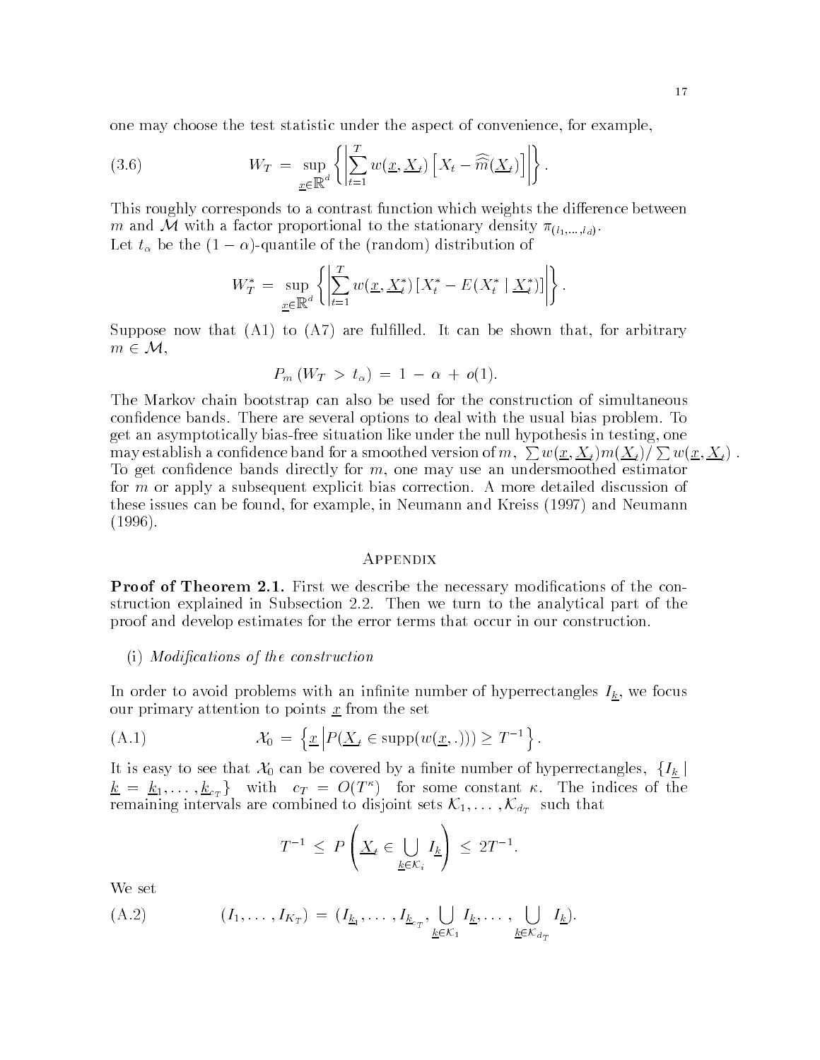one may choose the test statistic under the aspect of convenience, for example,

$$W_T = \sup_{\underline{x} \in \mathbb{R}^d} \left\{ \left| \sum_{t=1}^{T} w(\underline{x}, \underline{X}_t) \left[ X_t - \widehat{\widehat{m}}(\underline{X}_t) \right] \right| \right\}. \tag{3.6}$$

This roughly corresponds to a contrast function which weights the difference between $m$ and $\mathcal{M}$ with a factor proportional to the stationary density $\pi_{(l_1, \ldots, l_d)}$.
Let $t_\alpha$ be the $(1-\alpha)$-quantile of the (random) distribution of

$$W_T^* = \sup_{\underline{x} \in \mathbb{R}^d} \left\{ \left| \sum_{t=1}^{T} w(\underline{x}, \underline{X}_t^*) \left[ X_t^* - E(X_t^* \mid \underline{X}_t^*) \right] \right| \right\}.$$

Suppose now that (A1) to (A7) are fulfilled. It can be shown that, for arbitrary $m \in \mathcal{M}$,

$$P_m \left( W_T > t_\alpha \right) = 1 - \alpha + o(1).$$

The Markov chain bootstrap can also be used for the construction of simultaneous confidence bands. There are several options to deal with the usual bias problem. To get an asymptotically bias-free situation like under the null hypothesis in testing, one may establish a confidence band for a smoothed version of $m$, $\sum w(\underline{x}, \underline{X}_t) m(\underline{X}_t) / \sum w(\underline{x}, \underline{X}_t)$. To get confidence bands directly for $m$, one may use an undersmoothed estimator for $m$ or apply a subsequent explicit bias correction. A more detailed discussion of these issues can be found, for example, in Neumann and Kreiss (1997) and Neumann (1996).

## Appendix

**Proof of Theorem 2.1.** First we describe the necessary modifications of the construction explained in Subsection 2.2. Then we turn to the analytical part of the proof and develop estimates for the error terms that occur in our construction.

(i) *Modifications of the construction*

In order to avoid problems with an infinite number of hyperrectangles $I_{\underline{k}}$, we focus our primary attention to points $\underline{x}$ from the set

$$\mathcal{X}_0 = \left\{ \underline{x} \,\middle|\, P(\underline{X}_t \in \operatorname{supp}(w(\underline{x}, .))) \geq T^{-1} \right\}. \tag{A.1}$$

It is easy to see that $\mathcal{X}_0$ can be covered by a finite number of hyperrectangles, $\{ I_{\underline{k}} \mid \underline{k} = \underline{k}_1, \ldots, \underline{k}_{c_T} \}$ with $c_T = O(T^\kappa)$ for some constant $\kappa$. The indices of the remaining intervals are combined to disjoint sets $\mathcal{K}_1, \ldots, \mathcal{K}_{d_T}$ such that

$$T^{-1} \leq P\left( \underline{X}_t \in \bigcup_{\underline{k} \in \mathcal{K}_i} I_{\underline{k}} \right) \leq 2T^{-1}.$$

We set

$$(I_1, \ldots, I_{K_T}) = (I_{\underline{k}_1}, \ldots, I_{\underline{k}_{c_T}}, \bigcup_{\underline{k} \in \mathcal{K}_1} I_{\underline{k}}, \ldots, \bigcup_{\underline{k} \in \mathcal{K}_{d_T}} I_{\underline{k}}). \tag{A.2}$$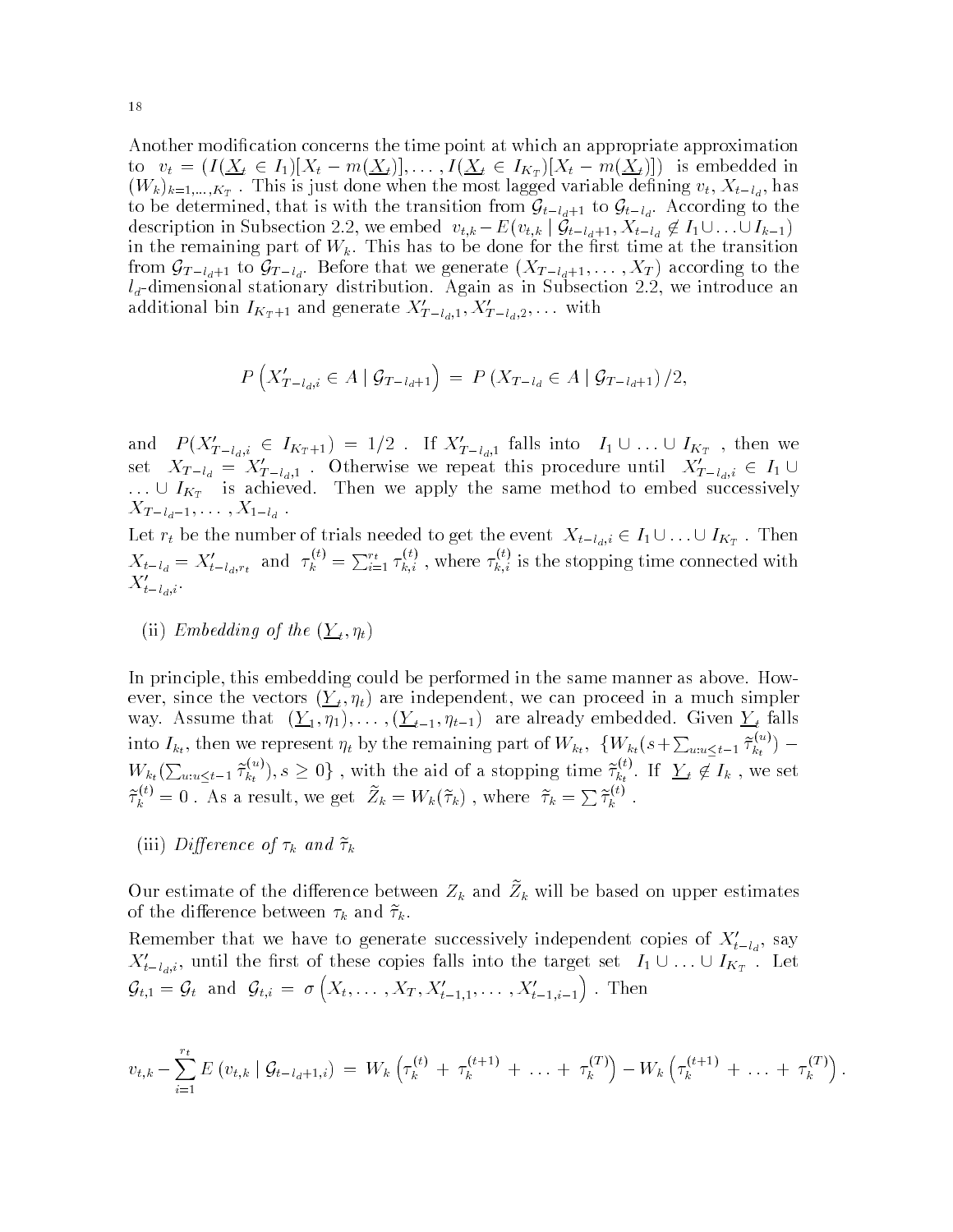Another modification concerns the time point at which an appropriate approximation to $v_t = (I(\underline{X}_t \in I_1)[X_t - m(\underline{X}_t)], \ldots, I(\underline{X}_t \in I_{K_T})[X_t - m(\underline{X}_t)])$ is embedded in $(W_k)_{k=1,\ldots,K_T}$. This is just done when the most lagged variable defining $v_t$, $X_{t-l_d}$, has to be determined, that is with the transition from $\mathcal{G}_{t-l_d+1}$ to $\mathcal{G}_{t-l_d}$. According to the description in Subsection 2.2, we embed $v_{t,k} - E(v_{t,k} \mid \mathcal{G}_{t-l_d+1}, X_{t-l_d} \notin I_1 \cup \ldots \cup I_{k-1})$ in the remaining part of $W_k$. This has to be done for the first time at the transition from $\mathcal{G}_{T-l_d+1}$ to $\mathcal{G}_{T-l_d}$. Before that we generate $(X_{T-l_d+1}, \ldots, X_T)$ according to the $l_d$-dimensional stationary distribution. Again as in Subsection 2.2, we introduce an additional bin $I_{K_T+1}$ and generate $X'_{T-l_d,1}, X'_{T-l_d,2}, \ldots$ with

$$P\left(X'_{T-l_d,i} \in A \mid \mathcal{G}_{T-l_d+1}\right) = P\left(X_{T-l_d} \in A \mid \mathcal{G}_{T-l_d+1}\right)/2,$$

and $P(X'_{T-l_d,i} \in I_{K_T+1}) = 1/2$. If $X'_{T-l_d,1}$ falls into $I_1 \cup \ldots \cup I_{K_T}$, then we set $X_{T-l_d} = X'_{T-l_d,1}$. Otherwise we repeat this procedure until $X'_{T-l_d,i} \in I_1 \cup \ldots \cup I_{K_T}$ is achieved. Then we apply the same method to embed successively $X_{T-l_d-1}, \ldots, X_{1-l_d}$.

Let $r_t$ be the number of trials needed to get the event $X_{t-l_d,i} \in I_1 \cup \ldots \cup I_{K_T}$. Then $X_{t-l_d} = X'_{t-l_d,r_t}$ and $\tau_k^{(t)} = \sum_{i=1}^{r_t} \tau_{k,i}^{(t)}$, where $\tau_{k,i}^{(t)}$ is the stopping time connected with $X'_{t-l_d,i}$.

(ii) *Embedding of the* $(\underline{Y}_t, \eta_t)$

In principle, this embedding could be performed in the same manner as above. However, since the vectors $(\underline{Y}_t, \eta_t)$ are independent, we can proceed in a much simpler way. Assume that $(\underline{Y}_1, \eta_1), \ldots, (\underline{Y}_{t-1}, \eta_{t-1})$ are already embedded. Given $\underline{Y}_t$ falls into $I_{k_t}$, then we represent $\eta_t$ by the remaining part of $W_{k_t}$, $\{W_{k_t}(s + \sum_{u: u \leq t-1} \tilde{\tau}_{k_t}^{(u)}) - W_{k_t}(\sum_{u: u \leq t-1} \tilde{\tau}_{k_t}^{(u)}), s \geq 0\}$, with the aid of a stopping time $\tilde{\tau}_{k_t}^{(t)}$. If $\underline{Y}_t \notin I_k$, we set $\tilde{\tau}_k^{(t)} = 0$. As a result, we get $\tilde{Z}_k = W_k(\tilde{\tau}_k)$, where $\tilde{\tau}_k = \sum \tilde{\tau}_k^{(t)}$.

(iii) *Difference of* $\tau_k$ *and* $\tilde{\tau}_k$

Our estimate of the difference between $Z_k$ and $\tilde{Z}_k$ will be based on upper estimates of the difference between $\tau_k$ and $\tilde{\tau}_k$.

Remember that we have to generate successively independent copies of $X'_{t-l_d}$, say $X'_{t-l_d,i}$, until the first of these copies falls into the target set $I_1 \cup \ldots \cup I_{K_T}$. Let $\mathcal{G}_{t,1} = \mathcal{G}_t$ and $\mathcal{G}_{t,i} = \sigma\left(X_t, \ldots, X_T, X'_{t-1,1}, \ldots, X'_{t-1,i-1}\right)$. Then

$$v_{t,k} - \sum_{i=1}^{r_t} E\left(v_{t,k} \mid \mathcal{G}_{t-l_d+1,i}\right) = W_k\left(\tau_k^{(t)} + \tau_k^{(t+1)} + \ldots + \tau_k^{(T)}\right) - W_k\left(\tau_k^{(t+1)} + \ldots + \tau_k^{(T)}\right).$$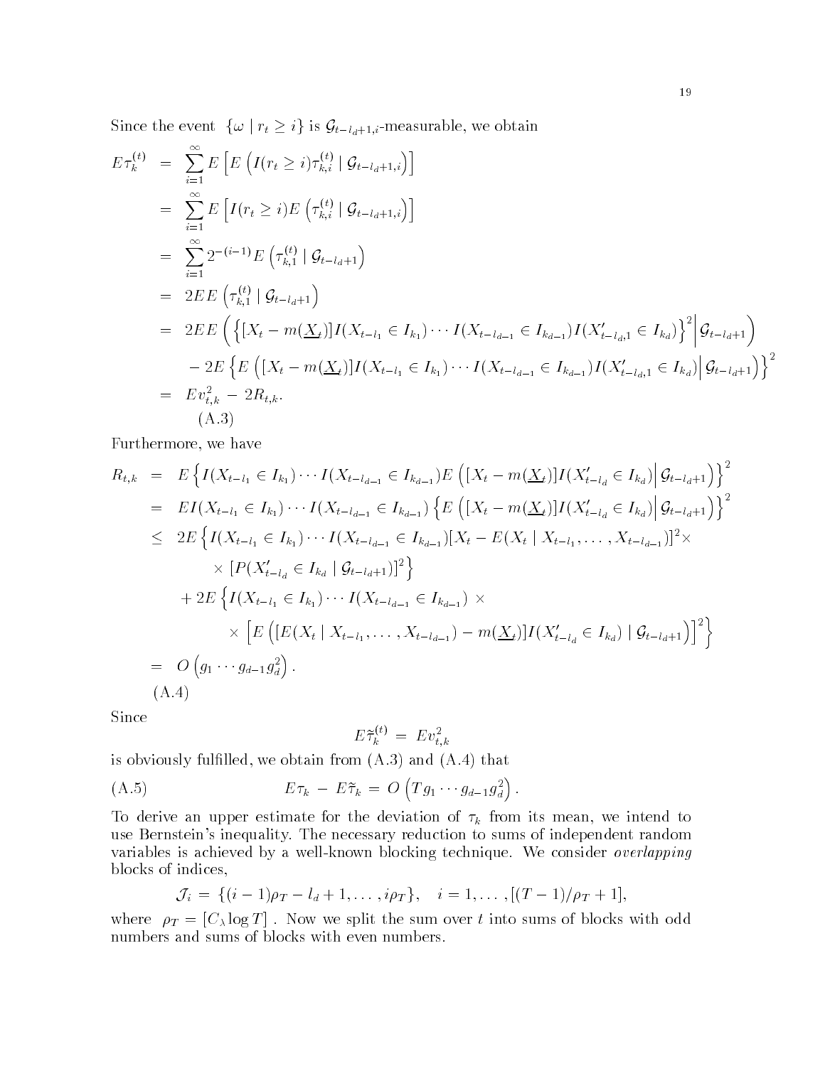Since the event $\{\omega \mid r_t \geq i\}$ is $\mathcal{G}_{t-l_d+1,i}$-measurable, we obtain

$$
\begin{aligned}
E\tau_k^{(t)} &= \sum_{i=1}^{\infty} E\left[E\left(I(r_t \geq i)\tau_{k,i}^{(t)} \mid \mathcal{G}_{t-l_d+1,i}\right)\right] \\
&= \sum_{i=1}^{\infty} E\left[I(r_t \geq i) E\left(\tau_{k,i}^{(t)} \mid \mathcal{G}_{t-l_d+1,i}\right)\right] \\
&= \sum_{i=1}^{\infty} 2^{-(i-1)} E\left(\tau_{k,1}^{(t)} \mid \mathcal{G}_{t-l_d+1}\right) \\
&= 2EE\left(\tau_{k,1}^{(t)} \mid \mathcal{G}_{t-l_d+1}\right) \\
&= 2EE\left(\left\{[X_t - m(\underline{X}_t)]I(X_{t-l_1} \in I_{k_1}) \cdots I(X_{t-l_{d-1}} \in I_{k_{d-1}})I(X'_{t-l_d,1} \in I_{k_d})\right\}^2 \Big| \mathcal{G}_{t-l_d+1}\right) \\
&\quad - 2E\left\{E\left([X_t - m(\underline{X}_t)]I(X_{t-l_1} \in I_{k_1}) \cdots I(X_{t-l_{d-1}} \in I_{k_{d-1}})I(X'_{t-l_d,1} \in I_{k_d}) \Big| \mathcal{G}_{t-l_d+1}\right)\right\}^2 \\
&= Ev_{t,k}^2 - 2R_{t,k}.
\end{aligned}
$$

(A.3)

Furthermore, we have

$$
\begin{aligned}
R_{t,k} &= E\left\{I(X_{t-l_1} \in I_{k_1}) \cdots I(X_{t-l_{d-1}} \in I_{k_{d-1}}) E\left([X_t - m(\underline{X}_t)]I(X'_{t-l_d} \in I_{k_d}) \Big| \mathcal{G}_{t-l_d+1}\right)\right\}^2 \\
&= EI(X_{t-l_1} \in I_{k_1}) \cdots I(X_{t-l_{d-1}} \in I_{k_{d-1}}) \left\{E\left([X_t - m(\underline{X}_t)]I(X'_{t-l_d} \in I_{k_d}) \Big| \mathcal{G}_{t-l_d+1}\right)\right\}^2 \\
&\leq 2E\Big\{I(X_{t-l_1} \in I_{k_1}) \cdots I(X_{t-l_{d-1}} \in I_{k_{d-1}})[X_t - E(X_t \mid X_{t-l_1}, \ldots, X_{t-l_{d-1}})]^2 \times \\
&\qquad \times [P(X'_{t-l_d} \in I_{k_d} \mid \mathcal{G}_{t-l_d+1})]^2\Big\} \\
&\quad + 2E\Big\{I(X_{t-l_1} \in I_{k_1}) \cdots I(X_{t-l_{d-1}} \in I_{k_{d-1}}) \times \\
&\qquad \times \left[E\left([E(X_t \mid X_{t-l_1}, \ldots, X_{t-l_{d-1}}) - m(\underline{X}_t)]I(X'_{t-l_d} \in I_{k_d}) \mid \mathcal{G}_{t-l_d+1}\right)\right]^2\Big\} \\
&= O\left(g_1 \cdots g_{d-1} g_d^2\right).
\end{aligned}
$$

(A.4)

Since

$$
E\tilde{\tau}_k^{(t)} = Ev_{t,k}^2
$$

is obviously fulfilled, we obtain from (A.3) and (A.4) that

$$
E\tau_k - E\tilde{\tau}_k = O\left(T g_1 \cdots g_{d-1} g_d^2\right). \tag{A.5}
$$

To derive an upper estimate for the deviation of $\tau_k$ from its mean, we intend to use Bernstein's inequality. The necessary reduction to sums of independent random variables is achieved by a well-known blocking technique. We consider *overlapping* blocks of indices,

$$
\mathcal{J}_i = \{(i-1)\rho_T - l_d + 1, \ldots, i\rho_T\}, \quad i = 1, \ldots, [(T-1)/\rho_T + 1],
$$

where $\rho_T = [C_\lambda \log T]$. Now we split the sum over $t$ into sums of blocks with odd numbers and sums of blocks with even numbers.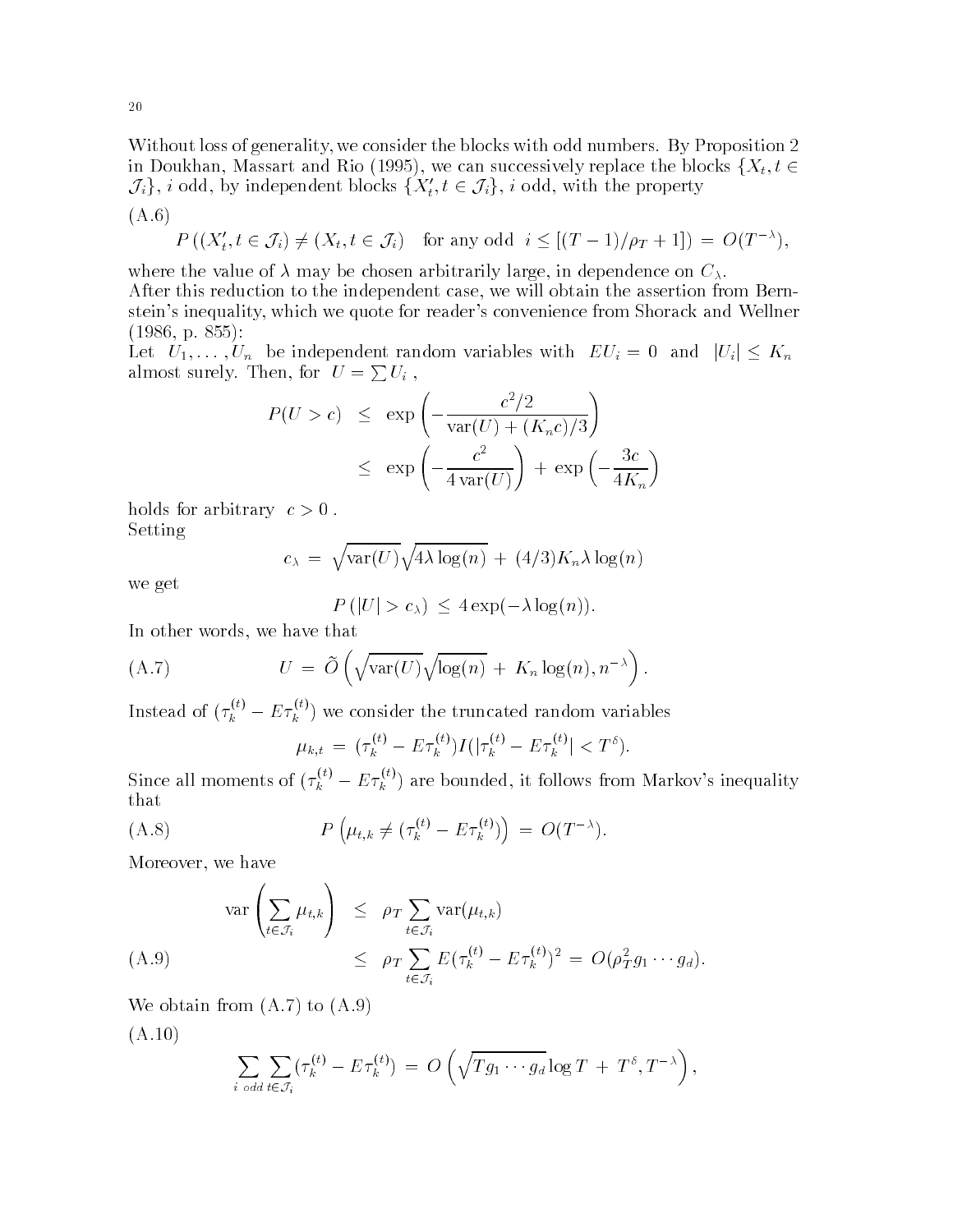Without loss of generality, we consider the blocks with odd numbers. By Proposition 2 in Doukhan, Massart and Rio (1995), we can successively replace the blocks $\{X_t, t \in \mathcal{J}_i\}$, $i$ odd, by independent blocks $\{X'_t, t \in \mathcal{J}_i\}$, $i$ odd, with the property

(A.6)

$$P\left((X'_t, t \in \mathcal{J}_i) \neq (X_t, t \in \mathcal{J}_i) \quad \text{for any odd } \; i \leq [(T-1)/\rho_T + 1]\right) = O(T^{-\lambda}),$$

where the value of $\lambda$ may be chosen arbitrarily large, in dependence on $C_\lambda$.
After this reduction to the independent case, we will obtain the assertion from Bernstein's inequality, which we quote for reader's convenience from Shorack and Wellner (1986, p. 855):
Let $U_1, \ldots, U_n$ be independent random variables with $EU_i = 0$ and $|U_i| \leq K_n$ almost surely. Then, for $U = \sum U_i$ ,

$$\begin{aligned} P(U > c) &\leq \exp\left(-\frac{c^2/2}{\operatorname{var}(U) + (K_n c)/3}\right) \\ &\leq \exp\left(-\frac{c^2}{4\operatorname{var}(U)}\right) + \exp\left(-\frac{3c}{4K_n}\right) \end{aligned}$$

holds for arbitrary $c > 0$ .
Setting

$$c_\lambda = \sqrt{\operatorname{var}(U)}\sqrt{4\lambda\log(n)} + (4/3)K_n\lambda\log(n)$$

we get

$$P\left(|U| > c_\lambda\right) \leq 4\exp(-\lambda\log(n)).$$

In other words, we have that

$$U = \tilde{O}\left(\sqrt{\operatorname{var}(U)}\sqrt{\log(n)} + K_n\log(n), n^{-\lambda}\right). \tag{A.7}$$

Instead of $(\tau_k^{(t)} - E\tau_k^{(t)})$ we consider the truncated random variables

$$\mu_{k,t} = (\tau_k^{(t)} - E\tau_k^{(t)})I(|\tau_k^{(t)} - E\tau_k^{(t)}| < T^\delta).$$

Since all moments of $(\tau_k^{(t)} - E\tau_k^{(t)})$ are bounded, it follows from Markov's inequality that

$$P\left(\mu_{t,k} \neq (\tau_k^{(t)} - E\tau_k^{(t)})\right) = O(T^{-\lambda}). \tag{A.8}$$

Moreover, we have

$$\begin{aligned} \operatorname{var}\left(\sum_{t\in\mathcal{J}_i}\mu_{t,k}\right) &\leq \rho_T\sum_{t\in\mathcal{J}_i}\operatorname{var}(\mu_{t,k}) \\ &\leq \rho_T\sum_{t\in\mathcal{J}_i}E(\tau_k^{(t)} - E\tau_k^{(t)})^2 = O(\rho_T^2 g_1\cdots g_d). \end{aligned} \tag{A.9}$$

We obtain from (A.7) to (A.9)

(A.10)

$$\sum_{i \ odd}\sum_{t\in\mathcal{J}_i}(\tau_k^{(t)} - E\tau_k^{(t)}) = O\left(\sqrt{Tg_1\cdots g_d}\log T + T^\delta, T^{-\lambda}\right),$$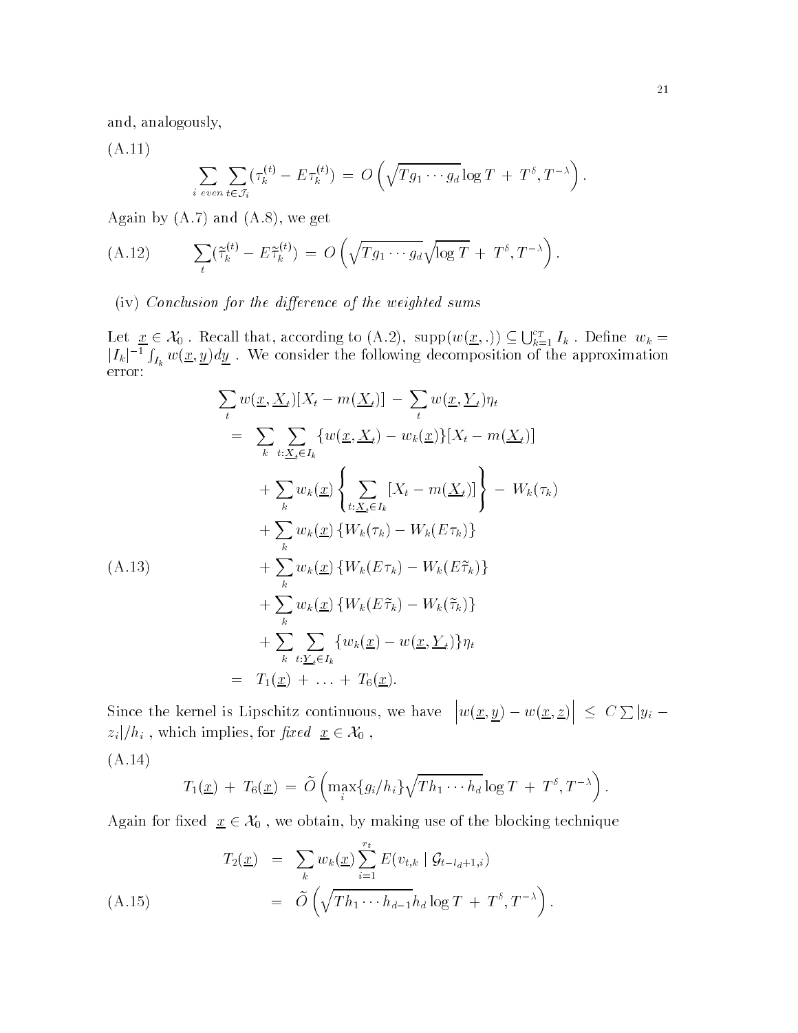and, analogously,

(A.11)

$$\sum_{i\ even} \sum_{t\in\mathcal{J}_i} (\tau_k^{(t)} - E\tau_k^{(t)}) \,=\, O\left(\sqrt{Tg_1\cdots g_d}\log T \,+\, T^{\delta}, T^{-\lambda}\right).$$

Again by (A.7) and (A.8), we get

$$\sum_t (\tilde{\tau}_k^{(t)} - E\tilde{\tau}_k^{(t)}) \,=\, O\left(\sqrt{Tg_1\cdots g_d}\sqrt{\log T} \,+\, T^{\delta}, T^{-\lambda}\right). \tag{A.12}$$

(iv) *Conclusion for the difference of the weighted sums*

Let $\underline{x} \in \mathcal{X}_0$ . Recall that, according to (A.2), $\mathrm{supp}(w(\underline{x},.)) \subseteq \bigcup_{k=1}^{c_T} I_k$ . Define $w_k = |I_k|^{-1}\int_{I_k} w(\underline{x},\underline{y})d\underline{y}$ . We consider the following decomposition of the approximation error:

$$\begin{aligned}
&\sum_t w(\underline{x},\underline{X}_t)[X_t - m(\underline{X}_t)] \,-\, \sum_t w(\underline{x},\underline{Y}_t)\eta_t \\
&= \sum_k \sum_{t:\underline{X}_t\in I_k} \{w(\underline{x},\underline{X}_t) - w_k(\underline{x})\}[X_t - m(\underline{X}_t)] \\
&\quad + \sum_k w_k(\underline{x}) \left\{ \sum_{t:\underline{X}_t\in I_k} [X_t - m(\underline{X}_t)] \right\} \,-\, W_k(\tau_k) \\
&\quad + \sum_k w_k(\underline{x}) \left\{W_k(\tau_k) - W_k(E\tau_k)\right\} \\
&\quad + \sum_k w_k(\underline{x}) \left\{W_k(E\tau_k) - W_k(E\tilde{\tau}_k)\right\} \\
&\quad + \sum_k w_k(\underline{x}) \left\{W_k(E\tilde{\tau}_k) - W_k(\tilde{\tau}_k)\right\} \\
&\quad + \sum_k \sum_{t:\underline{Y}_t\in I_k} \{w_k(\underline{x}) - w(\underline{x},\underline{Y}_t)\}\eta_t \\
&= T_1(\underline{x}) \,+\, \ldots \,+\, T_6(\underline{x}).
\end{aligned} \tag{A.13}$$

Since the kernel is Lipschitz continuous, we have $\left|w(\underline{x},\underline{y}) - w(\underline{x},\underline{z})\right| \,\leq\, C\sum|y_i - z_i|/h_i$ , which implies, for *fixed* $\underline{x} \in \mathcal{X}_0$ ,

(A.14)

$$T_1(\underline{x}) \,+\, T_6(\underline{x}) \,=\, \tilde{O}\left(\max_i\{g_i/h_i\}\sqrt{Th_1\cdots h_d}\log T \,+\, T^{\delta}, T^{-\lambda}\right).$$

Again for fixed $\underline{x} \in \mathcal{X}_0$ , we obtain, by making use of the blocking technique

$$\begin{aligned}
T_2(\underline{x}) &= \sum_k w_k(\underline{x}) \sum_{i=1}^{r_t} E(v_{t,k} \mid \mathcal{G}_{t-l_d+1,i}) \\
&= \tilde{O}\left(\sqrt{Th_1\cdots h_{d-1}}h_d \log T \,+\, T^{\delta}, T^{-\lambda}\right).
\end{aligned} \tag{A.15}$$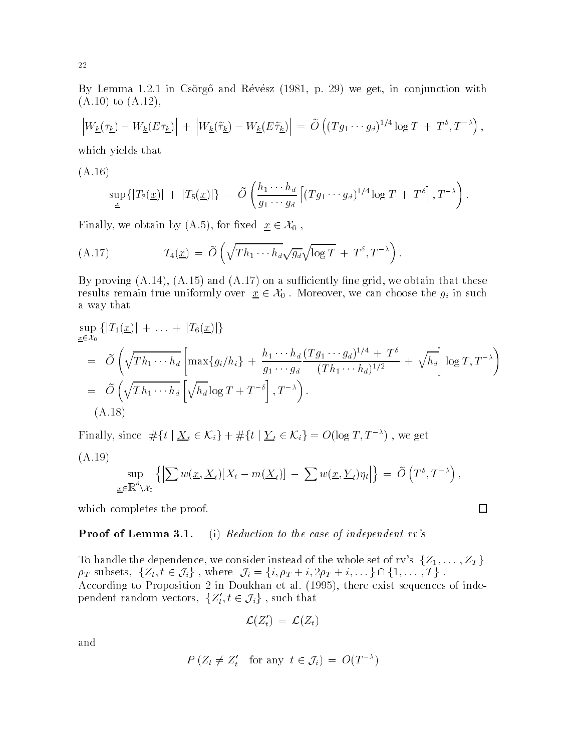By Lemma 1.2.1 in Csörgő and Révész (1981, p. 29) we get, in conjunction with (A.10) to (A.12),

$$\left|W_{\underline{k}}(\tau_{\underline{k}}) - W_{\underline{k}}(E\tau_{\underline{k}})\right| + \left|W_{\underline{k}}(\tilde{\tau}_{\underline{k}}) - W_{\underline{k}}(E\tilde{\tau}_{\underline{k}})\right| = \tilde{O}\left((Tg_1\cdots g_d)^{1/4}\log T + T^{\delta}, T^{-\lambda}\right),$$

which yields that

$$\sup_{\underline{x}}\{|T_3(\underline{x})| + |T_5(\underline{x})|\} = \tilde{O}\left(\frac{h_1\cdots h_d}{g_1\cdots g_d}\left[(Tg_1\cdots g_d)^{1/4}\log T + T^{\delta}\right], T^{-\lambda}\right). \tag{A.16}$$

Finally, we obtain by (A.5), for fixed $\underline{x} \in \mathcal{X}_0$ ,

$$T_4(\underline{x}) = \tilde{O}\left(\sqrt{Th_1\cdots h_d}\sqrt{g_d}\sqrt{\log T} + T^{\delta}, T^{-\lambda}\right). \tag{A.17}$$

By proving (A.14), (A.15) and (A.17) on a sufficiently fine grid, we obtain that these results remain true uniformly over $\underline{x} \in \mathcal{X}_0$ . Moreover, we can choose the $g_i$ in such a way that

$$\begin{aligned}
&\sup_{\underline{x}\in\mathcal{X}_0}\{|T_1(\underline{x})| + \ldots + |T_6(\underline{x})|\} \\
&= \tilde{O}\left(\sqrt{Th_1\cdots h_d}\left[\max\{g_i/h_i\} + \frac{h_1\cdots h_d}{g_1\cdots g_d}\frac{(Tg_1\cdots g_d)^{1/4} + T^{\delta}}{(Th_1\cdots h_d)^{1/2}} + \sqrt{h_d}\right]\log T, T^{-\lambda}\right) \\
&= \tilde{O}\left(\sqrt{Th_1\cdots h_d}\left[\sqrt{h_d}\log T + T^{-\delta}\right], T^{-\lambda}\right).
\end{aligned} \tag{A.18}$$

Finally, since $\#\{t \mid \underline{X}_t \in \mathcal{K}_i\} + \#\{t \mid \underline{Y}_t \in \mathcal{K}_i\} = O(\log T, T^{-\lambda})$ , we get

$$\sup_{\underline{x}\in\mathbb{R}^d\setminus\mathcal{X}_0}\left\{\left|\sum w(\underline{x},\underline{X}_t)[X_t - m(\underline{X}_t)] - \sum w(\underline{x},\underline{Y}_t)\eta_t\right|\right\} = \tilde{O}\left(T^{\delta}, T^{-\lambda}\right), \tag{A.19}$$

which completes the proof. □

**Proof of Lemma 3.1.** (i) *Reduction to the case of independent rv's*

To handle the dependence, we consider instead of the whole set of rv's $\{Z_1, \ldots, Z_T\}$ $\rho_T$ subsets, $\{Z_t, t \in \mathcal{J}_i\}$ , where $\mathcal{J}_i = \{i, \rho_T + i, 2\rho_T + i, \ldots\} \cap \{1, \ldots, T\}$ . According to Proposition 2 in Doukhan et al. (1995), there exist sequences of independent random vectors, $\{Z_t', t \in \mathcal{J}_i\}$ , such that

$$\mathcal{L}(Z_t') = \mathcal{L}(Z_t)$$

and

$$P\left(Z_t \neq Z_t' \quad \text{for any } t \in \mathcal{J}_i\right) = O(T^{-\lambda})$$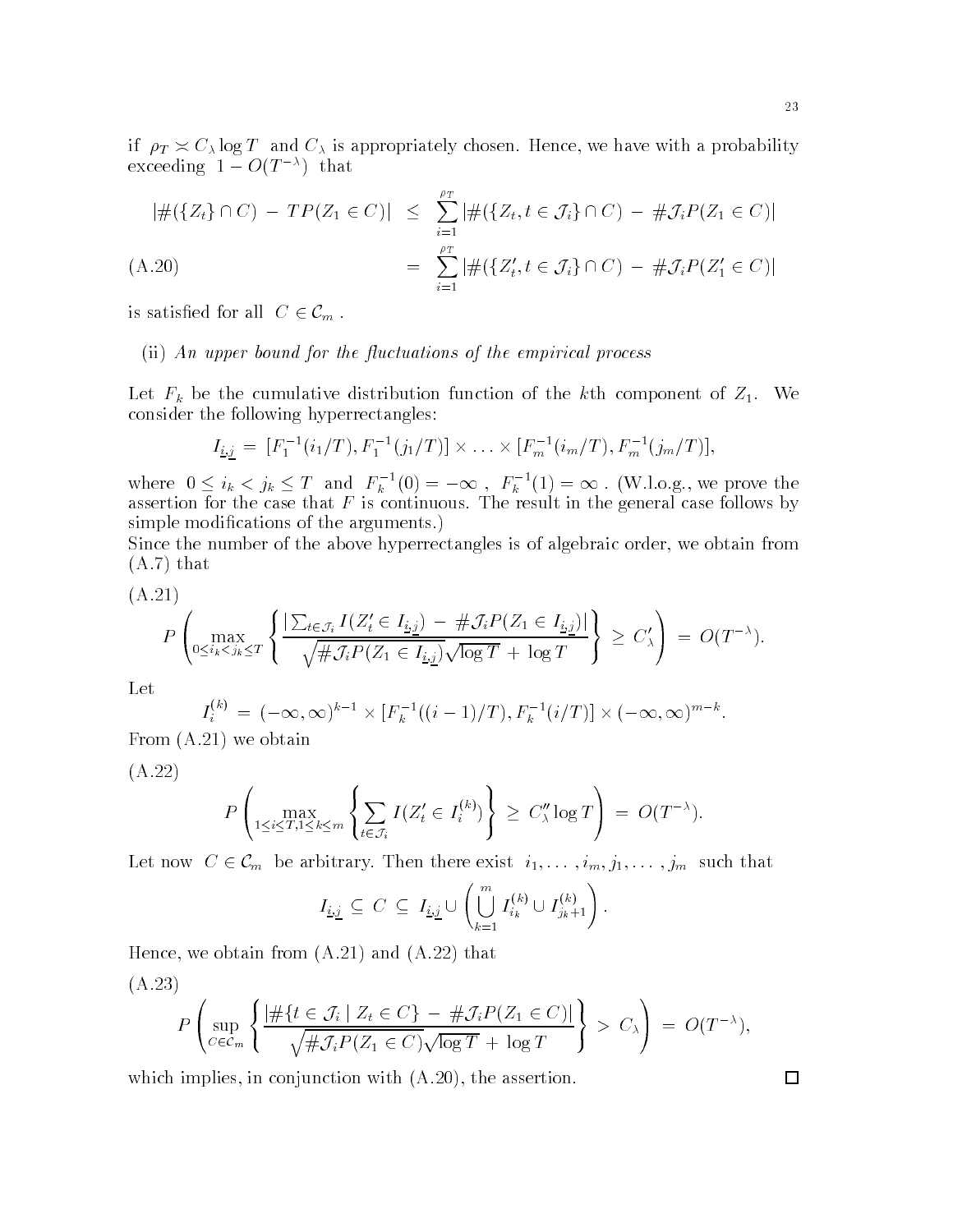if $\rho_T \asymp C_\lambda \log T$ and $C_\lambda$ is appropriately chosen. Hence, we have with a probability exceeding $1 - O(T^{-\lambda})$ that

$$
\begin{aligned}
|\#(\{Z_t\} \cap C) \;-\; TP(Z_1 \in C)| \;&\leq\; \sum_{i=1}^{\rho_T} |\#(\{Z_t, t \in \mathcal{J}_i\} \cap C) \;-\; \#\mathcal{J}_i P(Z_1 \in C)| \\
&=\; \sum_{i=1}^{\rho_T} |\#(\{Z_t', t \in \mathcal{J}_i\} \cap C) \;-\; \#\mathcal{J}_i P(Z_1' \in C)| \qquad \text{(A.20)}
\end{aligned}
$$

is satisfied for all $C \in \mathcal{C}_m$ .

(ii) *An upper bound for the fluctuations of the empirical process*

Let $F_k$ be the cumulative distribution function of the $k$th component of $Z_1$. We consider the following hyperrectangles:

$$
I_{\underline{i},\underline{j}} \;=\; [F_1^{-1}(i_1/T), F_1^{-1}(j_1/T)] \times \ldots \times [F_m^{-1}(i_m/T), F_m^{-1}(j_m/T)],
$$

where $0 \leq i_k < j_k \leq T$ and $F_k^{-1}(0) = -\infty$ , $F_k^{-1}(1) = \infty$ . (W.l.o.g., we prove the assertion for the case that $F$ is continuous. The result in the general case follows by simple modifications of the arguments.)

Since the number of the above hyperrectangles is of algebraic order, we obtain from (A.7) that

(A.21)

$$
P\left( \max_{0 \leq i_k < j_k \leq T} \left\{ \frac{|\sum_{t \in \mathcal{J}_i} I(Z_t' \in I_{\underline{i},\underline{j}}) \;-\; \#\mathcal{J}_i P(Z_1 \in I_{\underline{i},\underline{j}})|}{\sqrt{\#\mathcal{J}_i P(Z_1 \in I_{\underline{i},\underline{j}})}\sqrt{\log T} \;+\; \log T} \right\} \;\geq\; C_\lambda' \right) \;=\; O(T^{-\lambda}).
$$

Let

$$
I_i^{(k)} \;=\; (-\infty, \infty)^{k-1} \times [F_k^{-1}((i-1)/T), F_k^{-1}(i/T)] \times (-\infty, \infty)^{m-k}.
$$

From (A.21) we obtain

(A.22)

$$
P\left( \max_{1 \leq i \leq T, 1 \leq k \leq m} \left\{ \sum_{t \in \mathcal{J}_i} I(Z_t' \in I_i^{(k)}) \right\} \;\geq\; C_\lambda'' \log T \right) \;=\; O(T^{-\lambda}).
$$

Let now $C \in \mathcal{C}_m$ be arbitrary. Then there exist $i_1, \ldots, i_m, j_1, \ldots, j_m$ such that

$$
I_{\underline{i},\underline{j}} \;\subseteq\; C \;\subseteq\; I_{\underline{i},\underline{j}} \cup \left( \bigcup_{k=1}^{m} I_{i_k}^{(k)} \cup I_{j_k+1}^{(k)} \right).
$$

Hence, we obtain from (A.21) and (A.22) that

(A.23)

$$
P\left( \sup_{C \in \mathcal{C}_m} \left\{ \frac{|\#\{t \in \mathcal{J}_i \mid Z_t \in C\} \;-\; \#\mathcal{J}_i P(Z_1 \in C)|}{\sqrt{\#\mathcal{J}_i P(Z_1 \in C)}\sqrt{\log T} \;+\; \log T} \right\} \;>\; C_\lambda \right) \;=\; O(T^{-\lambda}),
$$

which implies, in conjunction with (A.20), the assertion. □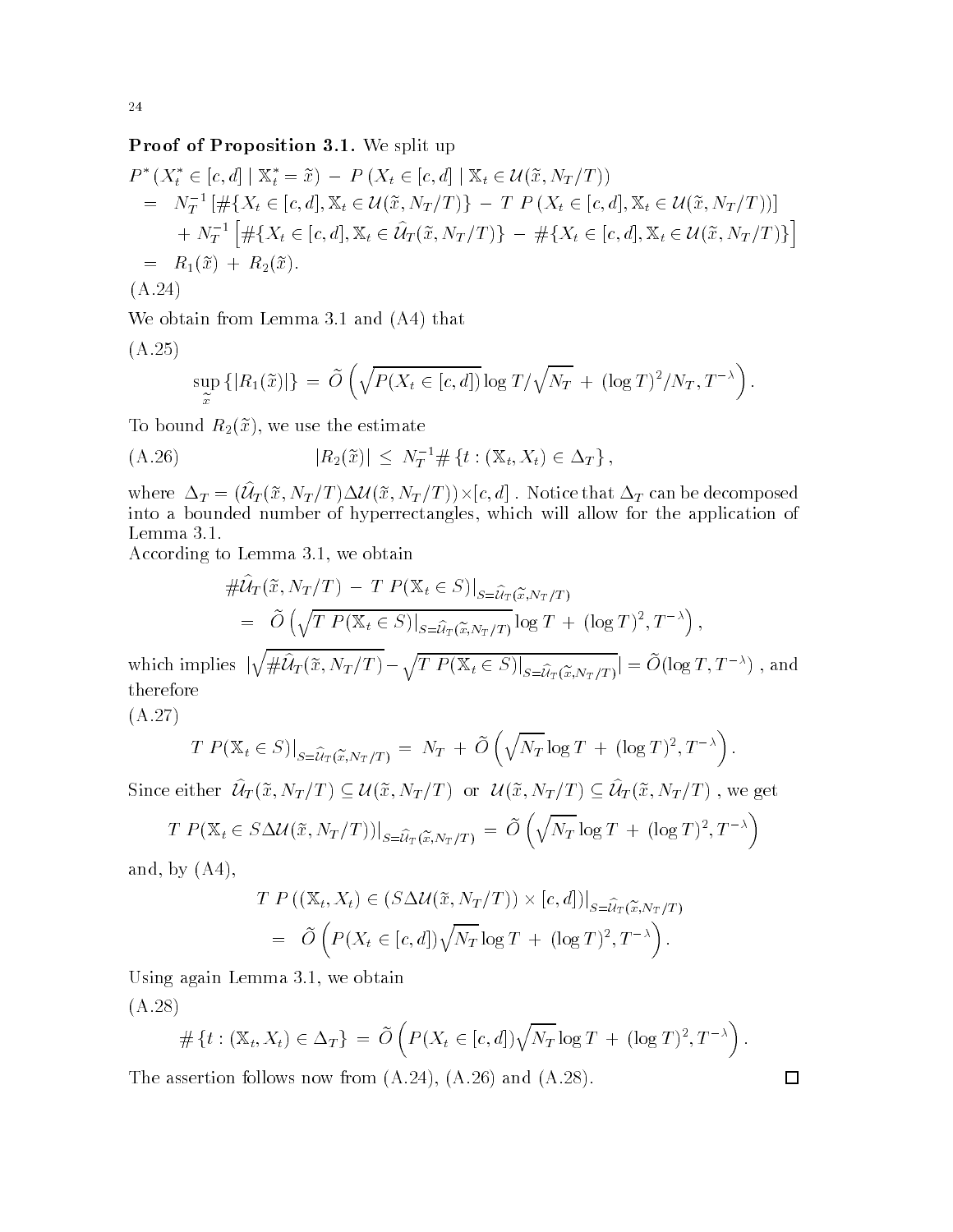**Proof of Proposition 3.1.** We split up

$$
\begin{aligned}
& P^*\left(X_t^* \in [c,d] \mid \mathbb{X}_t^* = \tilde{x}\right) \,-\, P\left(X_t \in [c,d] \mid \mathbb{X}_t \in \mathcal{U}(\tilde{x}, N_T/T)\right) \\
&\quad = \; N_T^{-1}\left[\#\{X_t \in [c,d], \mathbb{X}_t \in \mathcal{U}(\tilde{x}, N_T/T)\} \,-\, T\; P\left(X_t \in [c,d], \mathbb{X}_t \in \mathcal{U}(\tilde{x}, N_T/T)\right)\right] \\
&\qquad + N_T^{-1}\left[\#\{X_t \in [c,d], \mathbb{X}_t \in \widehat{\mathcal{U}}_T(\tilde{x}, N_T/T)\} \,-\, \#\{X_t \in [c,d], \mathbb{X}_t \in \mathcal{U}(\tilde{x}, N_T/T)\}\right] \\
&\quad = \; R_1(\tilde{x}) \,+\, R_2(\tilde{x}).
\end{aligned}
$$

(A.24)

We obtain from Lemma 3.1 and (A4) that

(A.25)
$$
\sup_{\tilde{x}} \{|R_1(\tilde{x})|\} \,=\, \tilde{O}\left(\sqrt{P(X_t \in [c,d])}\log T/\sqrt{N_T} \,+\, (\log T)^2/N_T, T^{-\lambda}\right).
$$

To bound $R_2(\tilde{x})$, we use the estimate

$$
|R_2(\tilde{x})| \,\le\, N_T^{-1}\#\left\{t : (\mathbb{X}_t, X_t) \in \Delta_T\right\}, \tag{A.26}
$$

where $\Delta_T = (\widehat{\mathcal{U}}_T(\tilde{x}, N_T/T)\Delta\mathcal{U}(\tilde{x}, N_T/T))\times[c,d]$. Notice that $\Delta_T$ can be decomposed into a bounded number of hyperrectangles, which will allow for the application of Lemma 3.1.

According to Lemma 3.1, we obtain

$$
\begin{aligned}
& \#\widehat{\mathcal{U}}_T(\tilde{x}, N_T/T) \,-\, T\; P(\mathbb{X}_t \in S)\big|_{S=\widehat{\mathcal{U}}_T(\tilde{x}, N_T/T)} \\
&\quad = \; \tilde{O}\left(\sqrt{T\; P(\mathbb{X}_t \in S)|_{S=\widehat{\mathcal{U}}_T(\tilde{x}, N_T/T)}}\log T \,+\, (\log T)^2, T^{-\lambda}\right),
\end{aligned}
$$

which implies $\left|\sqrt{\#\widehat{\mathcal{U}}_T(\tilde{x}, N_T/T)} - \sqrt{T\; P(\mathbb{X}_t \in S)|_{S=\widehat{\mathcal{U}}_T(\tilde{x}, N_T/T)}}\right| = \tilde{O}(\log T, T^{-\lambda})$, and therefore

(A.27)
$$
T\; P(\mathbb{X}_t \in S)\big|_{S=\widehat{\mathcal{U}}_T(\tilde{x}, N_T/T)} \,=\, N_T \,+\, \tilde{O}\left(\sqrt{N_T}\log T \,+\, (\log T)^2, T^{-\lambda}\right).
$$

Since either $\widehat{\mathcal{U}}_T(\tilde{x}, N_T/T) \subseteq \mathcal{U}(\tilde{x}, N_T/T)$ or $\mathcal{U}(\tilde{x}, N_T/T) \subseteq \widehat{\mathcal{U}}_T(\tilde{x}, N_T/T)$, we get

$$
T\; P(\mathbb{X}_t \in S\Delta\mathcal{U}(\tilde{x}, N_T/T))\big|_{S=\widehat{\mathcal{U}}_T(\tilde{x}, N_T/T)} \,=\, \tilde{O}\left(\sqrt{N_T}\log T \,+\, (\log T)^2, T^{-\lambda}\right)
$$

and, by (A4),

$$
\begin{aligned}
& T\; P\left((\mathbb{X}_t, X_t) \in (S\Delta\mathcal{U}(\tilde{x}, N_T/T)) \times [c,d]\right)\big|_{S=\widehat{\mathcal{U}}_T(\tilde{x}, N_T/T)} \\
&\quad = \; \tilde{O}\left(P(X_t \in [c,d])\sqrt{N_T}\log T \,+\, (\log T)^2, T^{-\lambda}\right).
\end{aligned}
$$

Using again Lemma 3.1, we obtain

(A.28)
$$
\#\left\{t : (\mathbb{X}_t, X_t) \in \Delta_T\right\} \,=\, \tilde{O}\left(P(X_t \in [c,d])\sqrt{N_T}\log T \,+\, (\log T)^2, T^{-\lambda}\right).
$$

The assertion follows now from (A.24), (A.26) and (A.28). □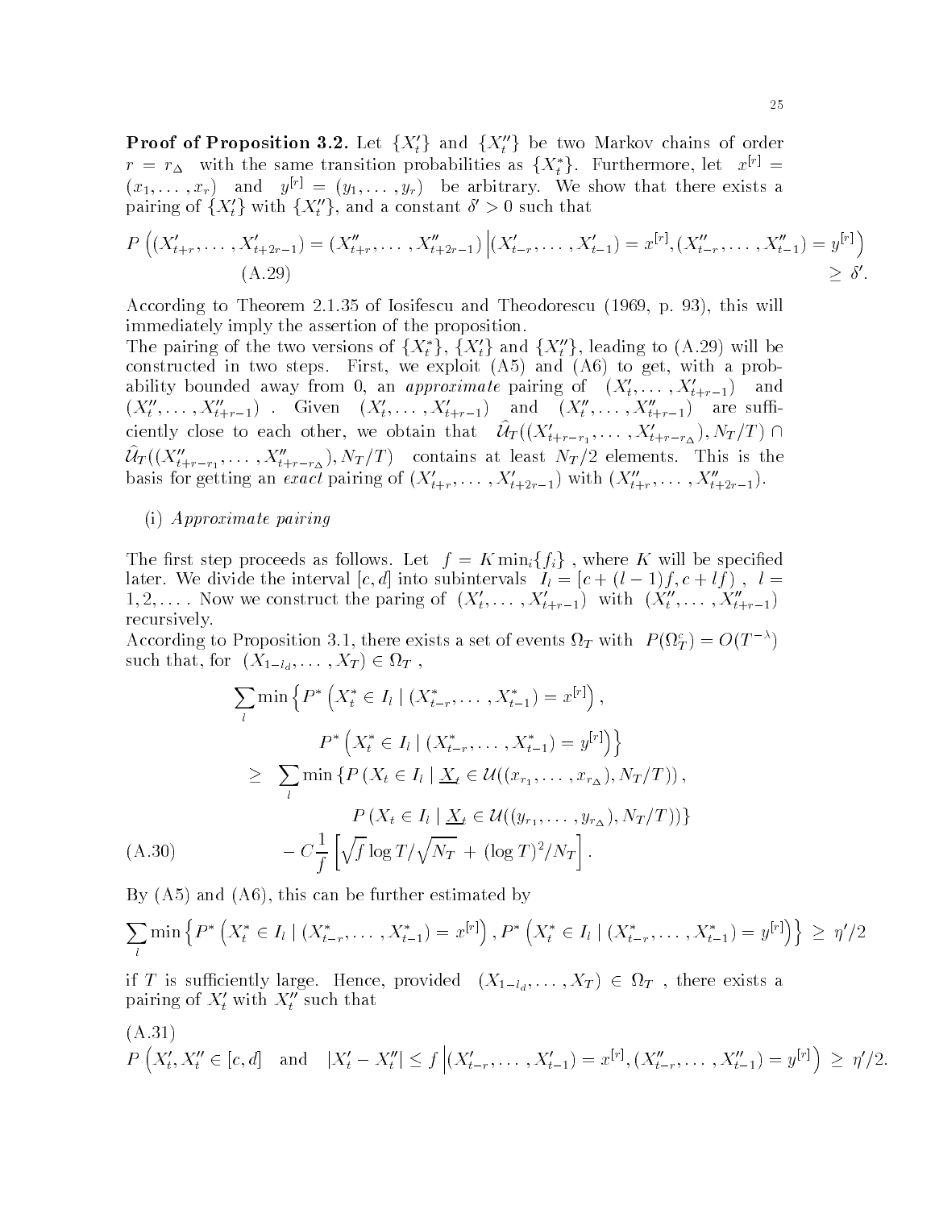**Proof of Proposition 3.2.** Let $\{X_t'\}$ and $\{X_t''\}$ be two Markov chains of order $r = r_\Delta$ with the same transition probabilities as $\{X_t^*\}$. Furthermore, let $x^{[r]} = (x_1, \ldots, x_r)$ and $y^{[r]} = (y_1, \ldots, y_r)$ be arbitrary. We show that there exists a pairing of $\{X_t'\}$ with $\{X_t''\}$, and a constant $\delta' > 0$ such that

$$P\left((X'_{t+r}, \ldots, X'_{t+2r-1}) = (X''_{t+r}, \ldots, X''_{t+2r-1}) \,\Big|\, (X'_{t-r}, \ldots, X'_{t-1}) = x^{[r]}, (X''_{t-r}, \ldots, X''_{t-1}) = y^{[r]}\right) \geq \delta'. \tag{A.29}$$

According to Theorem 2.1.35 of Iosifescu and Theodorescu (1969, p. 93), this will immediately imply the assertion of the proposition.

The pairing of the two versions of $\{X_t^*\}$, $\{X_t'\}$ and $\{X_t''\}$, leading to (A.29) will be constructed in two steps. First, we exploit (A5) and (A6) to get, with a probability bounded away from 0, an *approximate* pairing of $(X'_t, \ldots, X'_{t+r-1})$ and $(X''_t, \ldots, X''_{t+r-1})$. Given $(X'_t, \ldots, X'_{t+r-1})$ and $(X''_t, \ldots, X''_{t+r-1})$ are sufficiently close to each other, we obtain that $\hat{\mathcal{U}}_T((X'_{t+r-r_1}, \ldots, X'_{t+r-r_\Delta}), N_T/T) \cap \hat{\mathcal{U}}_T((X''_{t+r-r_1}, \ldots, X''_{t+r-r_\Delta}), N_T/T)$ contains at least $N_T/2$ elements. This is the basis for getting an *exact* pairing of $(X'_{t+r}, \ldots, X'_{t+2r-1})$ with $(X''_{t+r}, \ldots, X''_{t+2r-1})$.

(i) *Approximate pairing*

The first step proceeds as follows. Let $f = K \min_i\{f_i\}$, where $K$ will be specified later. We divide the interval $[c, d]$ into subintervals $I_l = [c + (l-1)f, c + lf)$, $l = 1, 2, \ldots$. Now we construct the paring of $(X'_t, \ldots, X'_{t+r-1})$ with $(X''_t, \ldots, X''_{t+r-1})$ recursively.

According to Proposition 3.1, there exists a set of events $\Omega_T$ with $P(\Omega_T^c) = O(T^{-\lambda})$ such that, for $(X_{1-l_d}, \ldots, X_T) \in \Omega_T$,

$$\begin{aligned}
&\sum_l \min\left\{P^*\left(X_t^* \in I_l \mid (X_{t-r}^*, \ldots, X_{t-1}^*) = x^{[r]}\right),\right. \\
&\qquad\qquad \left. P^*\left(X_t^* \in I_l \mid (X_{t-r}^*, \ldots, X_{t-1}^*) = y^{[r]}\right)\right\} \\
&\quad \geq \sum_l \min\left\{P\left(X_t \in I_l \mid \underline{X}_t \in \mathcal{U}((x_{r_1}, \ldots, x_{r_\Delta}), N_T/T)\right),\right. \\
&\qquad\qquad \left. P\left(X_t \in I_l \mid \underline{X}_t \in \mathcal{U}((y_{r_1}, \ldots, y_{r_\Delta}), N_T/T)\right)\right\} \\
&\qquad - C\frac{1}{f}\left[\sqrt{f}\log T/\sqrt{N_T} + (\log T)^2/N_T\right].
\end{aligned} \tag{A.30}$$

By (A5) and (A6), this can be further estimated by

$$\sum_l \min\left\{P^*\left(X_t^* \in I_l \mid (X_{t-r}^*, \ldots, X_{t-1}^*) = x^{[r]}\right), P^*\left(X_t^* \in I_l \mid (X_{t-r}^*, \ldots, X_{t-1}^*) = y^{[r]}\right)\right\} \geq \eta'/2$$

if $T$ is sufficiently large. Hence, provided $(X_{1-l_d}, \ldots, X_T) \in \Omega_T$, there exists a pairing of $X'_t$ with $X''_t$ such that

$$P\left(X'_t, X''_t \in [c, d] \text{ and } |X'_t - X''_t| \leq f \,\Big|\, (X'_{t-r}, \ldots, X'_{t-1}) = x^{[r]}, (X''_{t-r}, \ldots, X''_{t-1}) = y^{[r]}\right) \geq \eta'/2. \tag{A.31}$$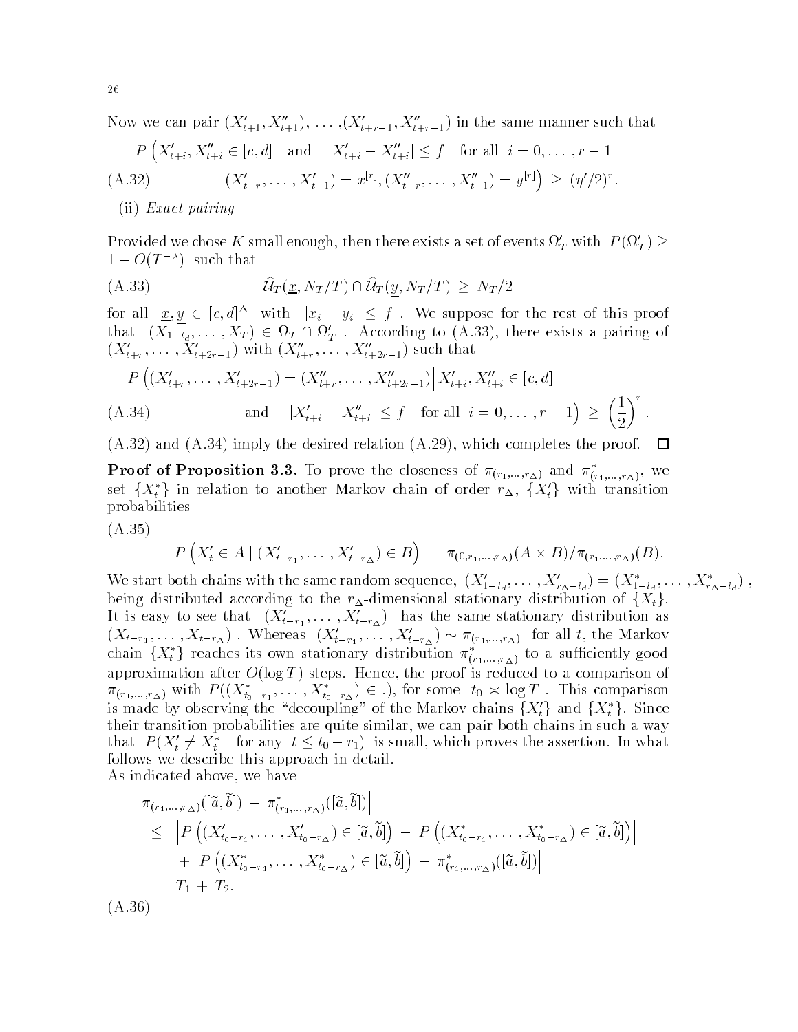Now we can pair $(X'_{t+1}, X''_{t+1}), \ldots, (X'_{t+r-1}, X''_{t+r-1})$ in the same manner such that

$$P\Big(X'_{t+i}, X''_{t+i} \in [c,d] \quad \text{and} \quad |X'_{t+i} - X''_{t+i}| \le f \quad \text{for all } \; i = 0, \ldots, r-1 \Big| \tag{A.32}$$
$$(X'_{t-r}, \ldots, X'_{t-1}) = x^{[r]}, (X''_{t-r}, \ldots, X''_{t-1}) = y^{[r]}\Big) \;\ge\; (\eta'/2)^r.$$

(ii) *Exact pairing*

Provided we chose $K$ small enough, then there exists a set of events $\Omega'_T$ with $P(\Omega'_T) \ge 1 - O(T^{-\lambda})$ such that

$$\widehat{\mathcal{U}}_T(\underline{x}, N_T/T) \cap \widehat{\mathcal{U}}_T(\underline{y}, N_T/T) \;\ge\; N_T/2 \tag{A.33}$$

for all $\underline{x}, \underline{y} \in [c,d]^\Delta$ with $|x_i - y_i| \le f$ . We suppose for the rest of this proof that $(X_{1-l_d}, \ldots, X_T) \in \Omega_T \cap \Omega'_T$ . According to (A.33), there exists a pairing of $(X'_{t+r}, \ldots, X'_{t+2r-1})$ with $(X''_{t+r}, \ldots, X''_{t+2r-1})$ such that

$$P\Big((X'_{t+r}, \ldots, X'_{t+2r-1}) = (X''_{t+r}, \ldots, X''_{t+2r-1}) \Big| \, X'_{t+i}, X''_{t+i} \in [c,d] \tag{A.34}$$
$$\text{and} \quad |X'_{t+i} - X''_{t+i}| \le f \quad \text{for all } \; i = 0, \ldots, r-1\Big) \;\ge\; \left(\frac{1}{2}\right)^r.$$

(A.32) and (A.34) imply the desired relation (A.29), which completes the proof. $\square$

**Proof of Proposition 3.3.** To prove the closeness of $\pi_{(r_1,\ldots,r_\Delta)}$ and $\pi^*_{(r_1,\ldots,r_\Delta)}$, we set $\{X^*_t\}$ in relation to another Markov chain of order $r_\Delta$, $\{X'_t\}$ with transition probabilities

$$P\left(X'_t \in A \mid (X'_{t-r_1}, \ldots, X'_{t-r_\Delta}) \in B\right) \;=\; \pi_{(0,r_1,\ldots,r_\Delta)}(A \times B)/\pi_{(r_1,\ldots,r_\Delta)}(B). \tag{A.35}$$

We start both chains with the same random sequence, $(X'_{1-l_d}, \ldots, X'_{r_\Delta - l_d}) = (X^*_{1-l_d}, \ldots, X^*_{r_\Delta - l_d})$ , being distributed according to the $r_\Delta$-dimensional stationary distribution of $\{X_t\}$. It is easy to see that $(X'_{t-r_1}, \ldots, X'_{t-r_\Delta})$ has the same stationary distribution as $(X_{t-r_1}, \ldots, X_{t-r_\Delta})$ . Whereas $(X'_{t-r_1}, \ldots, X'_{t-r_\Delta}) \sim \pi_{(r_1,\ldots,r_\Delta)}$ for all $t$, the Markov chain $\{X^*_t\}$ reaches its own stationary distribution $\pi^*_{(r_1,\ldots,r_\Delta)}$ to a sufficiently good approximation after $O(\log T)$ steps. Hence, the proof is reduced to a comparison of $\pi_{(r_1,\ldots,r_\Delta)}$ with $P((X^*_{t_0-r_1}, \ldots, X^*_{t_0-r_\Delta}) \in .)$, for some $t_0 \asymp \log T$ . This comparison is made by observing the "decoupling" of the Markov chains $\{X'_t\}$ and $\{X^*_t\}$. Since their transition probabilities are quite similar, we can pair both chains in such a way that $P(X'_t \neq X^*_t \;\;$ for any $\; t \le t_0 - r_1)$ is small, which proves the assertion. In what follows we describe this approach in detail.

As indicated above, we have

$$\begin{aligned}
&\left|\pi_{(r_1,\ldots,r_\Delta)}([\tilde{a}, \tilde{b}]) \;-\; \pi^*_{(r_1,\ldots,r_\Delta)}([\tilde{a}, \tilde{b}])\right| \\
&\le\; \left|P\left((X'_{t_0-r_1}, \ldots, X'_{t_0-r_\Delta}) \in [\tilde{a}, \tilde{b}]\right) \;-\; P\left((X^*_{t_0-r_1}, \ldots, X^*_{t_0-r_\Delta}) \in [\tilde{a}, \tilde{b}]\right)\right| \\
&\quad + \left|P\left((X^*_{t_0-r_1}, \ldots, X^*_{t_0-r_\Delta}) \in [\tilde{a}, \tilde{b}]\right) \;-\; \pi^*_{(r_1,\ldots,r_\Delta)}([\tilde{a}, \tilde{b}])\right| \\
&=\; T_1 \;+\; T_2.
\end{aligned} \tag{A.36}$$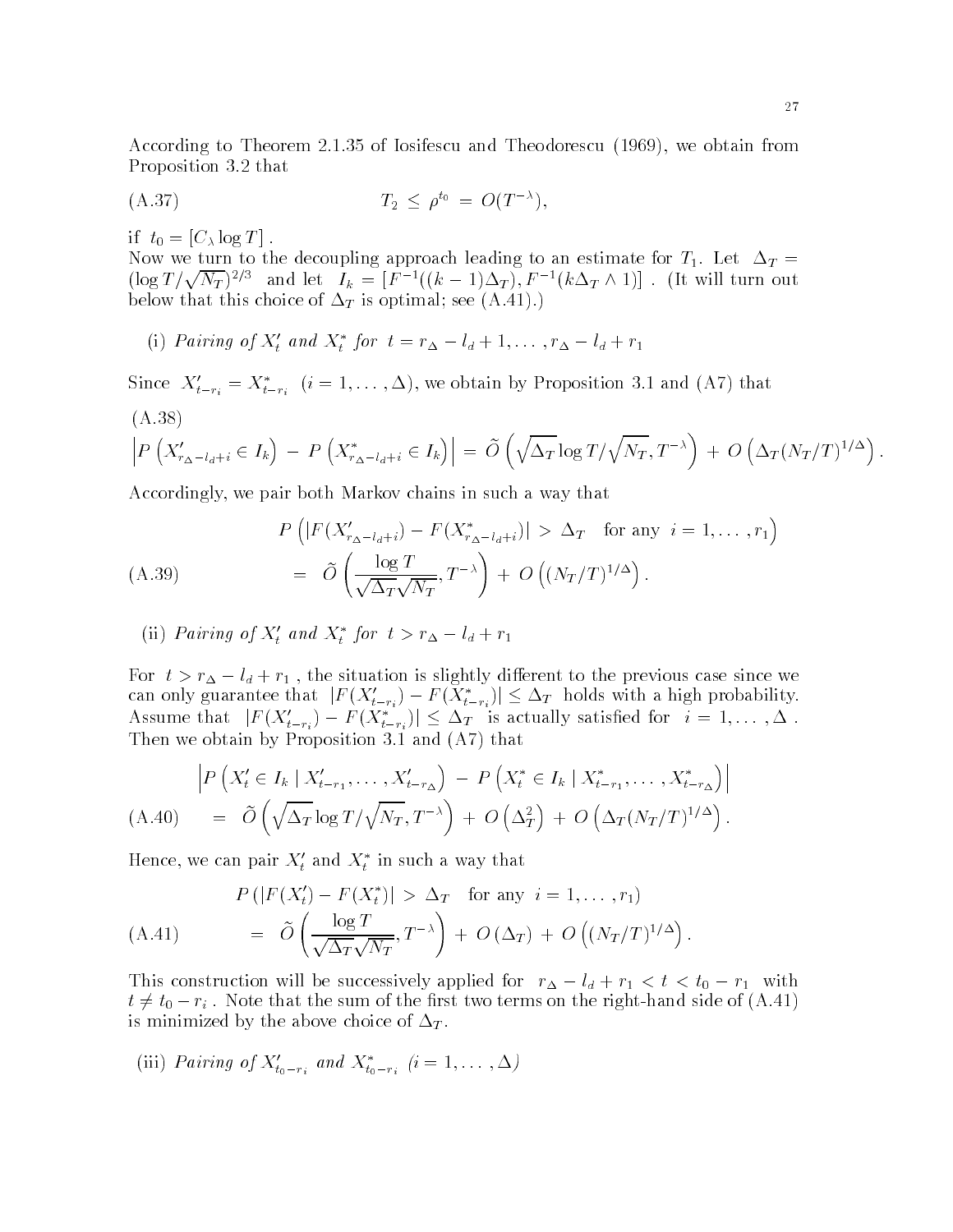According to Theorem 2.1.35 of Iosifescu and Theodorescu (1969), we obtain from Proposition 3.2 that

$$T_2 \; \leq \; \rho^{t_0} \; = \; O(T^{-\lambda}), \tag{A.37}$$

if $t_0 = [C_\lambda \log T]$ .

Now we turn to the decoupling approach leading to an estimate for $T_1$. Let $\Delta_T = (\log T/\sqrt{N_T})^{2/3}$ and let $I_k = [F^{-1}((k-1)\Delta_T), F^{-1}(k\Delta_T \wedge 1)]$ . (It will turn out below that this choice of $\Delta_T$ is optimal; see (A.41).)

(i) *Pairing of $X'_t$ and $X^*_t$ for $t = r_\Delta - l_d + 1, \ldots, r_\Delta - l_d + r_1$*

Since $X'_{t-r_i} = X^*_{t-r_i}$ $(i = 1, \ldots, \Delta)$, we obtain by Proposition 3.1 and (A7) that

$$\left| P\left(X'_{r_\Delta - l_d + i} \in I_k\right) \; - \; P\left(X^*_{r_\Delta - l_d + i} \in I_k\right) \right| \; = \; \tilde{O}\left(\sqrt{\Delta_T} \log T/\sqrt{N_T}, T^{-\lambda}\right) \; + \; O\left(\Delta_T (N_T/T)^{1/\Delta}\right). \tag{A.38}$$

Accordingly, we pair both Markov chains in such a way that

$$\begin{aligned} & P\left(|F(X'_{r_\Delta - l_d + i}) - F(X^*_{r_\Delta - l_d + i})| \; > \; \Delta_T \quad \text{for any} \;\; i = 1, \ldots, r_1\right) \\ & \quad = \; \tilde{O}\left(\frac{\log T}{\sqrt{\Delta_T}\sqrt{N_T}}, T^{-\lambda}\right) \; + \; O\left((N_T/T)^{1/\Delta}\right). \end{aligned} \tag{A.39}$$

(ii) *Pairing of $X'_t$ and $X^*_t$ for $t > r_\Delta - l_d + r_1$*

For $t > r_\Delta - l_d + r_1$ , the situation is slightly different to the previous case since we can only guarantee that $|F(X'_{t-r_i}) - F(X^*_{t-r_i})| \leq \Delta_T$ holds with a high probability. Assume that $|F(X'_{t-r_i}) - F(X^*_{t-r_i})| \leq \Delta_T$ is actually satisfied for $i = 1, \ldots, \Delta$ . Then we obtain by Proposition 3.1 and (A7) that

$$\begin{aligned} & \left| P\left(X'_t \in I_k \mid X'_{t-r_1}, \ldots, X'_{t-r_\Delta}\right) \; - \; P\left(X^*_t \in I_k \mid X^*_{t-r_1}, \ldots, X^*_{t-r_\Delta}\right) \right| \\ & \quad = \; \tilde{O}\left(\sqrt{\Delta_T} \log T/\sqrt{N_T}, T^{-\lambda}\right) \; + \; O\left(\Delta_T^2\right) \; + \; O\left(\Delta_T (N_T/T)^{1/\Delta}\right). \end{aligned} \tag{A.40}$$

Hence, we can pair $X'_t$ and $X^*_t$ in such a way that

$$\begin{aligned} & P\left(|F(X'_t) - F(X^*_t)| \; > \; \Delta_T \quad \text{for any} \;\; i = 1, \ldots, r_1\right) \\ & \quad = \; \tilde{O}\left(\frac{\log T}{\sqrt{\Delta_T}\sqrt{N_T}}, T^{-\lambda}\right) \; + \; O\left(\Delta_T\right) \; + \; O\left((N_T/T)^{1/\Delta}\right). \end{aligned} \tag{A.41}$$

This construction will be successively applied for $r_\Delta - l_d + r_1 < t < t_0 - r_1$ with $t \neq t_0 - r_i$ . Note that the sum of the first two terms on the right-hand side of (A.41) is minimized by the above choice of $\Delta_T$.

(iii) *Pairing of $X'_{t_0 - r_i}$ and $X^*_{t_0 - r_i}$ $(i = 1, \ldots, \Delta)$*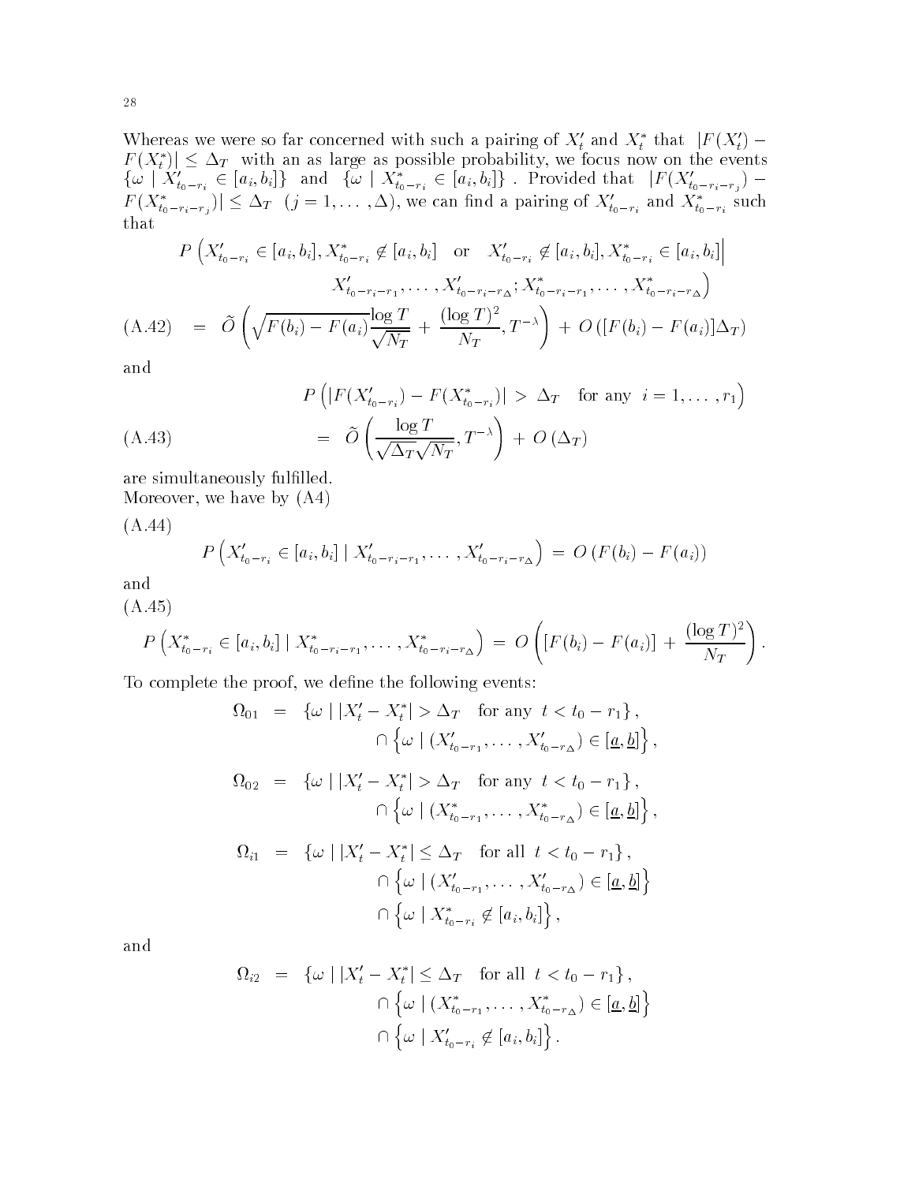Whereas we were so far concerned with such a pairing of $X_t'$ and $X_t^*$ that $|F(X_t') - F(X_t^*)| \leq \Delta_T$ with an as large as possible probability, we focus now on the events $\{\omega \mid X_{t_0-r_i}' \in [a_i, b_i]\}$ and $\{\omega \mid X_{t_0-r_i}^* \in [a_i, b_i]\}$ . Provided that $|F(X_{t_0-r_i-r_j}') - F(X_{t_0-r_i-r_j}^*)| \leq \Delta_T$ $(j = 1, \ldots, \Delta)$, we can find a pairing of $X_{t_0-r_i}'$ and $X_{t_0-r_i}^*$ such that

$$
\begin{aligned}
& P\Big(X_{t_0-r_i}' \in [a_i, b_i], X_{t_0-r_i}^* \notin [a_i, b_i] \quad \text{or} \quad X_{t_0-r_i}' \notin [a_i, b_i], X_{t_0-r_i}^* \in [a_i, b_i] \Big| \\
& \qquad\qquad X_{t_0-r_i-r_1}', \ldots, X_{t_0-r_i-r_\Delta}'; X_{t_0-r_i-r_1}^*, \ldots, X_{t_0-r_i-r_\Delta}^* \Big) \\
& = \tilde{O}\left(\sqrt{F(b_i) - F(a_i)} \frac{\log T}{\sqrt{N_T}} + \frac{(\log T)^2}{N_T}, T^{-\lambda}\right) + O\left([F(b_i) - F(a_i)]\Delta_T\right) \qquad \text{(A.42)}
\end{aligned}
$$

and

$$
\begin{aligned}
& P\left(|F(X_{t_0-r_i}') - F(X_{t_0-r_i}^*)| > \Delta_T \quad \text{for any } \; i = 1, \ldots, r_1\right) \\
& = \tilde{O}\left(\frac{\log T}{\sqrt{\Delta_T}\sqrt{N_T}}, T^{-\lambda}\right) + O\left(\Delta_T\right) \qquad \text{(A.43)}
\end{aligned}
$$

are simultaneously fulfilled.
Moreover, we have by (A4)

(A.44)

$$
P\left(X_{t_0-r_i}' \in [a_i, b_i] \mid X_{t_0-r_i-r_1}', \ldots, X_{t_0-r_i-r_\Delta}'\right) = O\left(F(b_i) - F(a_i)\right)
$$

and
(A.45)

$$
P\left(X_{t_0-r_i}^* \in [a_i, b_i] \mid X_{t_0-r_i-r_1}^*, \ldots, X_{t_0-r_i-r_\Delta}^*\right) = O\left([F(b_i) - F(a_i)] + \frac{(\log T)^2}{N_T}\right).
$$

To complete the proof, we define the following events:

$$
\begin{aligned}
\Omega_{01} &= \{\omega \mid |X_t' - X_t^*| > \Delta_T \quad \text{for any } \; t < t_0 - r_1\}, \\
& \qquad \cap \left\{\omega \mid (X_{t_0-r_1}', \ldots, X_{t_0-r_\Delta}') \in [\underline{a}, \underline{b}]\right\}, \\
\Omega_{02} &= \{\omega \mid |X_t' - X_t^*| > \Delta_T \quad \text{for any } \; t < t_0 - r_1\}, \\
& \qquad \cap \left\{\omega \mid (X_{t_0-r_1}^*, \ldots, X_{t_0-r_\Delta}^*) \in [\underline{a}, \underline{b}]\right\}, \\
\Omega_{i1} &= \{\omega \mid |X_t' - X_t^*| \leq \Delta_T \quad \text{for all } \; t < t_0 - r_1\}, \\
& \qquad \cap \left\{\omega \mid (X_{t_0-r_1}', \ldots, X_{t_0-r_\Delta}') \in [\underline{a}, \underline{b}]\right\} \\
& \qquad \cap \left\{\omega \mid X_{t_0-r_i}^* \notin [a_i, b_i]\right\},
\end{aligned}
$$

and

$$
\begin{aligned}
\Omega_{i2} &= \{\omega \mid |X_t' - X_t^*| \leq \Delta_T \quad \text{for all } \; t < t_0 - r_1\}, \\
& \qquad \cap \left\{\omega \mid (X_{t_0-r_1}^*, \ldots, X_{t_0-r_\Delta}^*) \in [\underline{a}, \underline{b}]\right\} \\
& \qquad \cap \left\{\omega \mid X_{t_0-r_i}' \notin [a_i, b_i]\right\}.
\end{aligned}
$$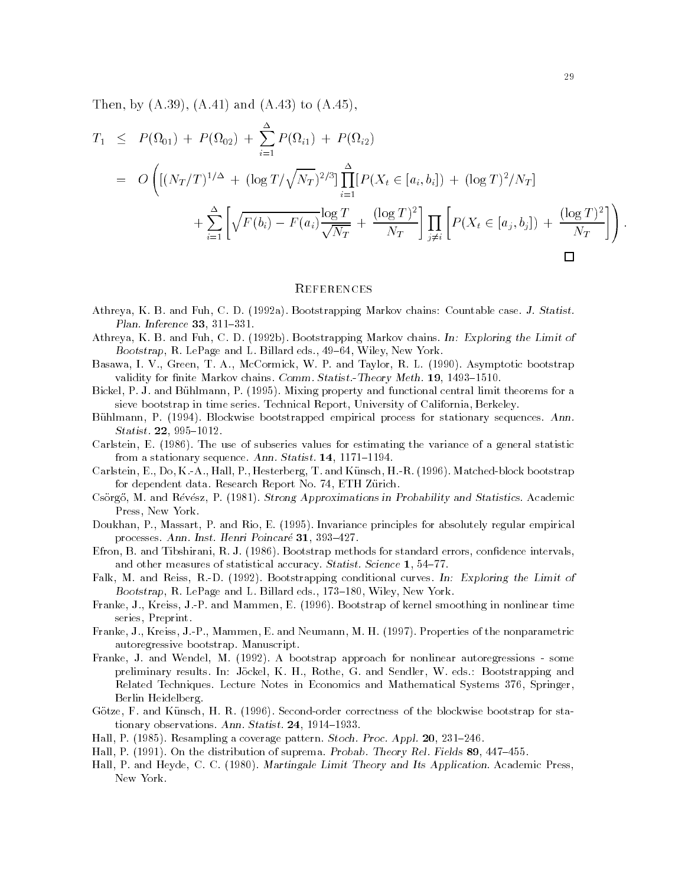Then, by (A.39), (A.41) and (A.43) to (A.45),

$$
\begin{aligned}
T_1 \;\leq\;& P(\Omega_{01}) \;+\; P(\Omega_{02}) \;+\; \sum_{i=1}^{\Delta} P(\Omega_{i1}) \;+\; P(\Omega_{i2}) \\
=\;& O\Bigg( [(N_T/T)^{1/\Delta} \;+\; (\log T/\sqrt{N_T})^{2/3}] \prod_{i=1}^{\Delta} [P(X_t \in [a_i, b_i]) \;+\; (\log T)^2/N_T] \\
&+ \sum_{i=1}^{\Delta} \left[ \sqrt{F(b_i) - F(a_i)} \frac{\log T}{\sqrt{N_T}} \;+\; \frac{(\log T)^2}{N_T} \right] \prod_{j \neq i} \left[ P(X_t \in [a_j, b_j]) \;+\; \frac{(\log T)^2}{N_T} \right] \Bigg).
\end{aligned}
$$

□

## References

Athreya, K. B. and Fuh, C. D. (1992a). Bootstrapping Markov chains: Countable case. *J. Statist. Plan. Inference* **33**, 311–331.

Athreya, K. B. and Fuh, C. D. (1992b). Bootstrapping Markov chains. *In: Exploring the Limit of Bootstrap*, R. LePage and L. Billard eds., 49–64, Wiley, New York.

Basawa, I. V., Green, T. A., McCormick, W. P. and Taylor, R. L. (1990). Asymptotic bootstrap validity for finite Markov chains. *Comm. Statist.-Theory Meth.* **19**, 1493–1510.

Bickel, P. J. and Bühlmann, P. (1995). Mixing property and functional central limit theorems for a sieve bootstrap in time series. Technical Report, University of California, Berkeley.

Bühlmann, P. (1994). Blockwise bootstrapped empirical process for stationary sequences. *Ann. Statist.* **22**, 995–1012.

Carlstein, E. (1986). The use of subseries values for estimating the variance of a general statistic from a stationary sequence. *Ann. Statist.* **14**, 1171–1194.

Carlstein, E., Do, K.-A., Hall, P., Hesterberg, T. and Künsch, H.-R. (1996). Matched-block bootstrap for dependent data. Research Report No. 74, ETH Zürich.

Csörgő, M. and Révész, P. (1981). *Strong Approximations in Probability and Statistics*. Academic Press, New York.

Doukhan, P., Massart, P. and Rio, E. (1995). Invariance principles for absolutely regular empirical processes. *Ann. Inst. Henri Poincaré* **31**, 393–427.

Efron, B. and Tibshirani, R. J. (1986). Bootstrap methods for standard errors, confidence intervals, and other measures of statistical accuracy. *Statist. Science* **1**, 54–77.

Falk, M. and Reiss, R.-D. (1992). Bootstrapping conditional curves. *In: Exploring the Limit of Bootstrap*, R. LePage and L. Billard eds., 173–180, Wiley, New York.

Franke, J., Kreiss, J.-P. and Mammen, E. (1996). Bootstrap of kernel smoothing in nonlinear time series, Preprint.

Franke, J., Kreiss, J.-P., Mammen, E. and Neumann, M. H. (1997). Properties of the nonparametric autoregressive bootstrap. Manuscript.

Franke, J. and Wendel, M. (1992). A bootstrap approach for nonlinear autoregressions - some preliminary results. In: Jöckel, K. H., Rothe, G. and Sendler, W. eds.: Bootstrapping and Related Techniques. Lecture Notes in Economics and Mathematical Systems 376, Springer, Berlin Heidelberg.

Götze, F. and Künsch, H. R. (1996). Second-order correctness of the blockwise bootstrap for stationary observations. *Ann. Statist.* **24**, 1914–1933.

Hall, P. (1985). Resampling a coverage pattern. *Stoch. Proc. Appl.* **20**, 231–246.

Hall, P. (1991). On the distribution of suprema. *Probab. Theory Rel. Fields* **89**, 447–455.

Hall, P. and Heyde, C. C. (1980). *Martingale Limit Theory and Its Application*. Academic Press, New York.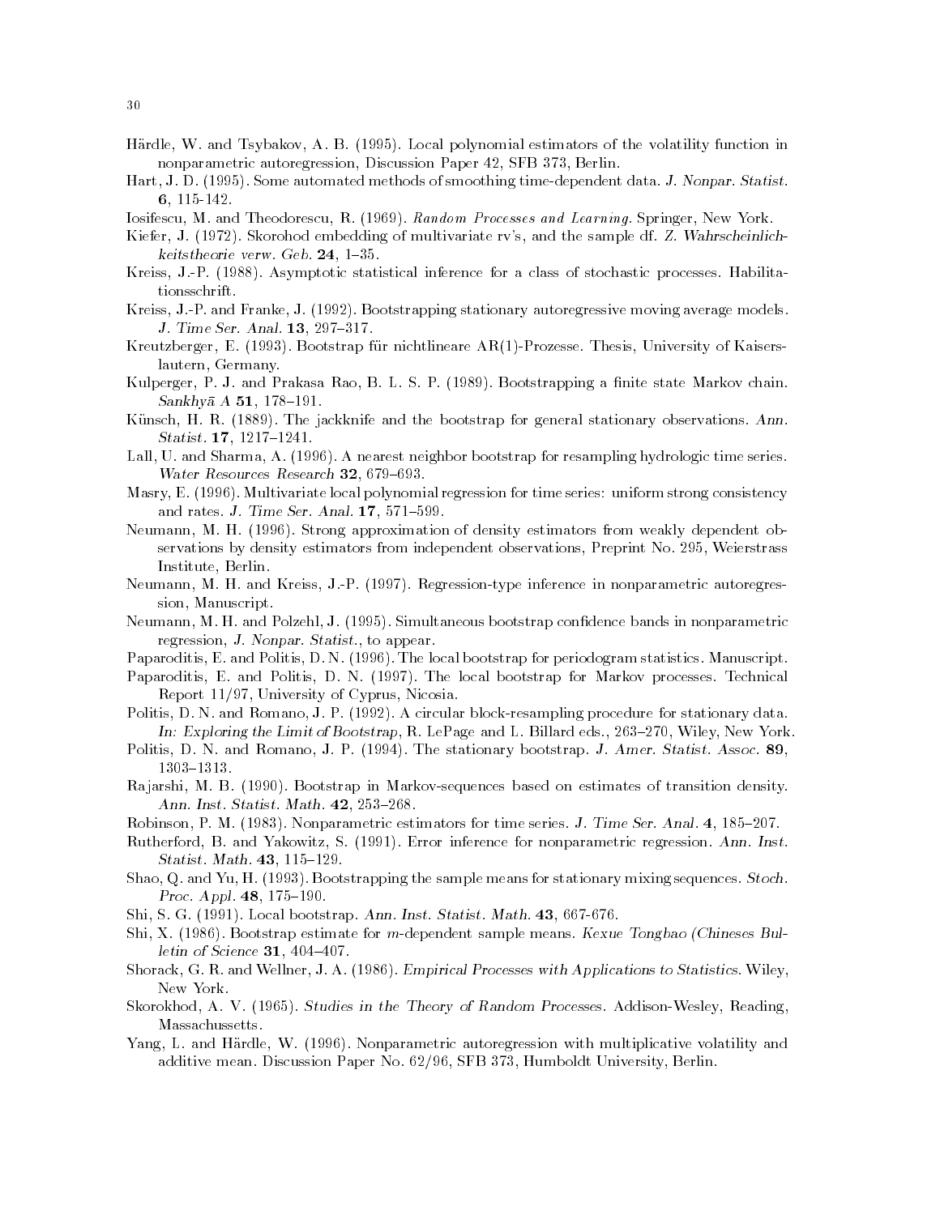Härdle, W. and Tsybakov, A. B. (1995). Local polynomial estimators of the volatility function in nonparametric autoregression, Discussion Paper 42, SFB 373, Berlin.

Hart, J. D. (1995). Some automated methods of smoothing time-dependent data. *J. Nonpar. Statist.* **6**, 115-142.

Iosifescu, M. and Theodorescu, R. (1969). *Random Processes and Learning*. Springer, New York.

Kiefer, J. (1972). Skorohod embedding of multivariate rv's, and the sample df. *Z. Wahrscheinlichkeitstheorie verw. Geb.* **24**, 1–35.

Kreiss, J.-P. (1988). Asymptotic statistical inference for a class of stochastic processes. Habilitationsschrift.

Kreiss, J.-P. and Franke, J. (1992). Bootstrapping stationary autoregressive moving average models. *J. Time Ser. Anal.* **13**, 297–317.

Kreutzberger, E. (1993). Bootstrap für nichtlineare AR(1)-Prozesse. Thesis, University of Kaiserslautern, Germany.

Kulperger, P. J. and Prakasa Rao, B. L. S. P. (1989). Bootstrapping a finite state Markov chain. *Sankhyā A* **51**, 178–191.

Künsch, H. R. (1889). The jackknife and the bootstrap for general stationary observations. *Ann. Statist.* **17**, 1217–1241.

Lall, U. and Sharma, A. (1996). A nearest neighbor bootstrap for resampling hydrologic time series. *Water Resources Research* **32**, 679–693.

Masry, E. (1996). Multivariate local polynomial regression for time series: uniform strong consistency and rates. *J. Time Ser. Anal.* **17**, 571–599.

Neumann, M. H. (1996). Strong approximation of density estimators from weakly dependent observations by density estimators from independent observations, Preprint No. 295, Weierstrass Institute, Berlin.

Neumann, M. H. and Kreiss, J.-P. (1997). Regression-type inference in nonparametric autoregression, Manuscript.

Neumann, M. H. and Polzehl, J. (1995). Simultaneous bootstrap confidence bands in nonparametric regression, *J. Nonpar. Statist.*, to appear.

Paparoditis, E. and Politis, D. N. (1996). The local bootstrap for periodogram statistics. Manuscript.

Paparoditis, E. and Politis, D. N. (1997). The local bootstrap for Markov processes. Technical Report 11/97, University of Cyprus, Nicosia.

Politis, D. N. and Romano, J. P. (1992). A circular block-resampling procedure for stationary data. *In: Exploring the Limit of Bootstrap*, R. LePage and L. Billard eds., 263–270, Wiley, New York.

Politis, D. N. and Romano, J. P. (1994). The stationary bootstrap. *J. Amer. Statist. Assoc.* **89**, 1303–1313.

Rajarshi, M. B. (1990). Bootstrap in Markov-sequences based on estimates of transition density. *Ann. Inst. Statist. Math.* **42**, 253–268.

Robinson, P. M. (1983). Nonparametric estimators for time series. *J. Time Ser. Anal.* **4**, 185–207.

Rutherford, B. and Yakowitz, S. (1991). Error inference for nonparametric regression. *Ann. Inst. Statist. Math.* **43**, 115–129.

Shao, Q. and Yu, H. (1993). Bootstrapping the sample means for stationary mixing sequences. *Stoch. Proc. Appl.* **48**, 175–190.

Shi, S. G. (1991). Local bootstrap. *Ann. Inst. Statist. Math.* **43**, 667-676.

Shi, X. (1986). Bootstrap estimate for $m$-dependent sample means. *Kexue Tongbao (Chineses Bulletin of Science* **31**, 404–407.

Shorack, G. R. and Wellner, J. A. (1986). *Empirical Processes with Applications to Statistics*. Wiley, New York.

Skorokhod, A. V. (1965). *Studies in the Theory of Random Processes*. Addison-Wesley, Reading, Massachussetts.

Yang, L. and Härdle, W. (1996). Nonparametric autoregression with multiplicative volatility and additive mean. Discussion Paper No. 62/96, SFB 373, Humboldt University, Berlin.